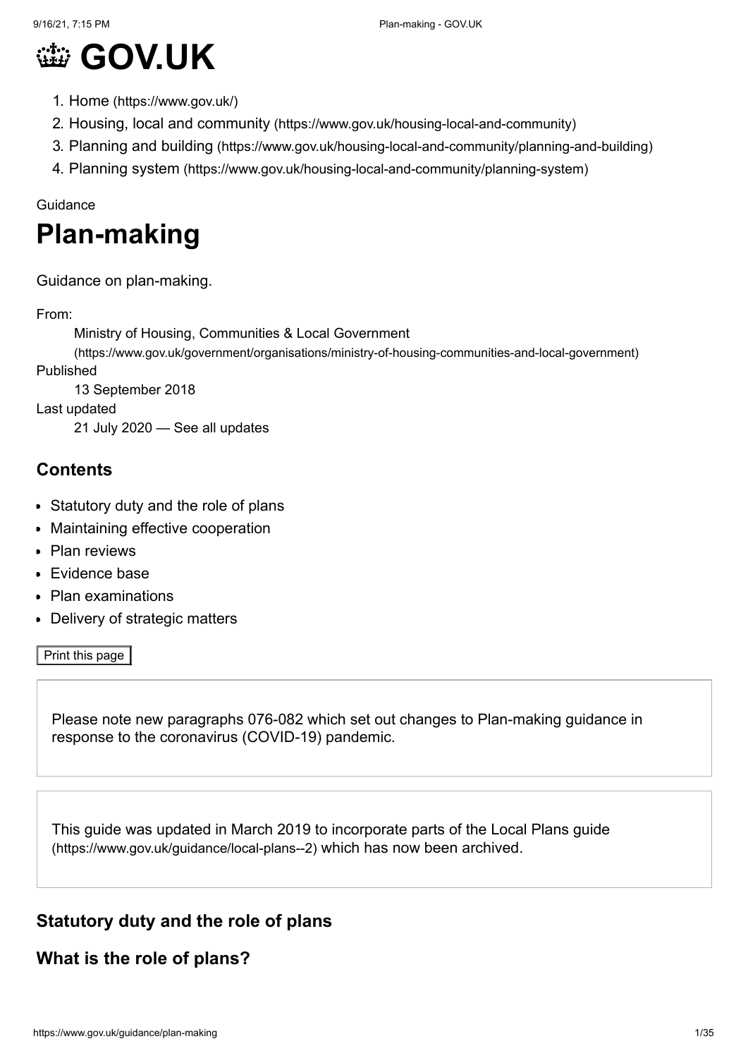# 👑 GOV.UK

1. Home (https://www.gov.uk/)
2. Housing, local and community (https://www.gov.uk/housing-local-and-community)
3. Planning and building (https://www.gov.uk/housing-local-and-community/planning-and-building)
4. Planning system (https://www.gov.uk/housing-local-and-community/planning-system)

Guidance

# Plan-making

Guidance on plan-making.

From:
Ministry of Housing, Communities & Local Government (https://www.gov.uk/government/organisations/ministry-of-housing-communities-and-local-government)

Published
13 September 2018

Last updated
21 July 2020 — See all updates

## Contents

- Statutory duty and the role of plans
- Maintaining effective cooperation
- Plan reviews
- Evidence base
- Plan examinations
- Delivery of strategic matters

Print this page

Please note new paragraphs 076-082 which set out changes to Plan-making guidance in response to the coronavirus (COVID-19) pandemic.

This guide was updated in March 2019 to incorporate parts of the Local Plans guide (https://www.gov.uk/guidance/local-plans--2) which has now been archived.

## Statutory duty and the role of plans

## What is the role of plans?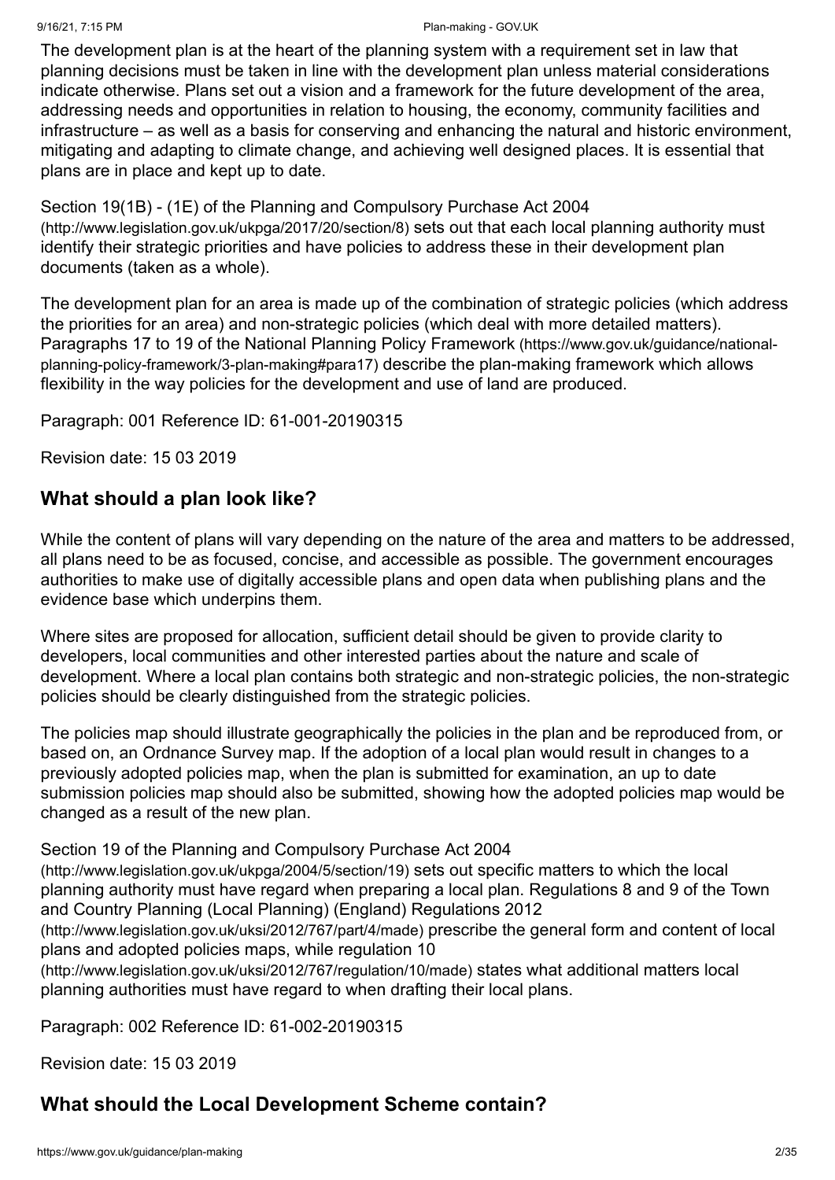The development plan is at the heart of the planning system with a requirement set in law that planning decisions must be taken in line with the development plan unless material considerations indicate otherwise. Plans set out a vision and a framework for the future development of the area, addressing needs and opportunities in relation to housing, the economy, community facilities and infrastructure – as well as a basis for conserving and enhancing the natural and historic environment, mitigating and adapting to climate change, and achieving well designed places. It is essential that plans are in place and kept up to date.

Section 19(1B) - (1E) of the Planning and Compulsory Purchase Act 2004 (http://www.legislation.gov.uk/ukpga/2017/20/section/8) sets out that each local planning authority must identify their strategic priorities and have policies to address these in their development plan documents (taken as a whole).

The development plan for an area is made up of the combination of strategic policies (which address the priorities for an area) and non-strategic policies (which deal with more detailed matters). Paragraphs 17 to 19 of the National Planning Policy Framework (https://www.gov.uk/guidance/national-planning-policy-framework/3-plan-making#para17) describe the plan-making framework which allows flexibility in the way policies for the development and use of land are produced.

Paragraph: 001 Reference ID: 61-001-20190315

Revision date: 15 03 2019

## What should a plan look like?

While the content of plans will vary depending on the nature of the area and matters to be addressed, all plans need to be as focused, concise, and accessible as possible. The government encourages authorities to make use of digitally accessible plans and open data when publishing plans and the evidence base which underpins them.

Where sites are proposed for allocation, sufficient detail should be given to provide clarity to developers, local communities and other interested parties about the nature and scale of development. Where a local plan contains both strategic and non-strategic policies, the non-strategic policies should be clearly distinguished from the strategic policies.

The policies map should illustrate geographically the policies in the plan and be reproduced from, or based on, an Ordnance Survey map. If the adoption of a local plan would result in changes to a previously adopted policies map, when the plan is submitted for examination, an up to date submission policies map should also be submitted, showing how the adopted policies map would be changed as a result of the new plan.

Section 19 of the Planning and Compulsory Purchase Act 2004 (http://www.legislation.gov.uk/ukpga/2004/5/section/19) sets out specific matters to which the local planning authority must have regard when preparing a local plan. Regulations 8 and 9 of the Town and Country Planning (Local Planning) (England) Regulations 2012 (http://www.legislation.gov.uk/uksi/2012/767/part/4/made) prescribe the general form and content of local plans and adopted policies maps, while regulation 10 (http://www.legislation.gov.uk/uksi/2012/767/regulation/10/made) states what additional matters local planning authorities must have regard to when drafting their local plans.

Paragraph: 002 Reference ID: 61-002-20190315

Revision date: 15 03 2019

## What should the Local Development Scheme contain?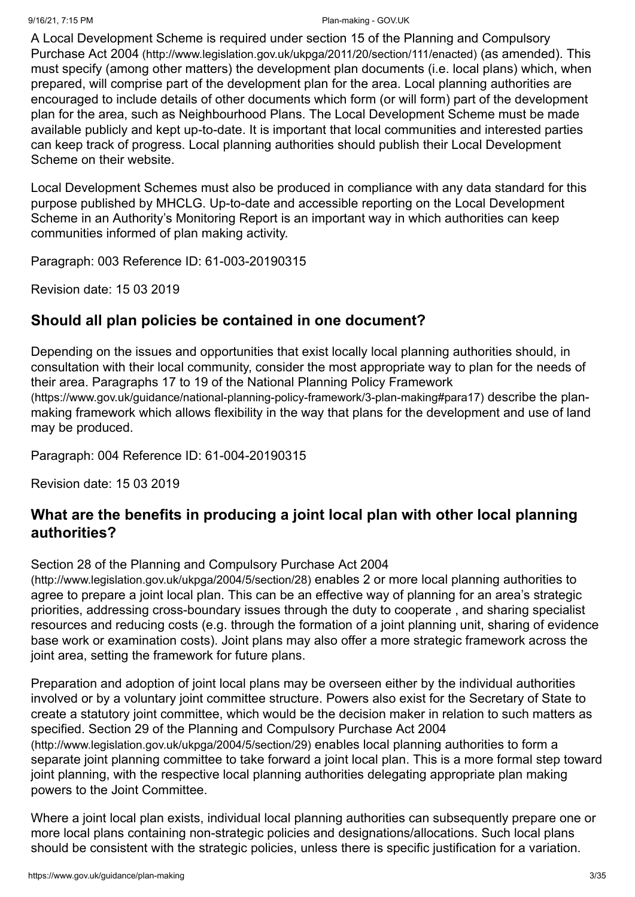A Local Development Scheme is required under section 15 of the Planning and Compulsory Purchase Act 2004 (http://www.legislation.gov.uk/ukpga/2011/20/section/111/enacted) (as amended). This must specify (among other matters) the development plan documents (i.e. local plans) which, when prepared, will comprise part of the development plan for the area. Local planning authorities are encouraged to include details of other documents which form (or will form) part of the development plan for the area, such as Neighbourhood Plans. The Local Development Scheme must be made available publicly and kept up-to-date. It is important that local communities and interested parties can keep track of progress. Local planning authorities should publish their Local Development Scheme on their website.

Local Development Schemes must also be produced in compliance with any data standard for this purpose published by MHCLG. Up-to-date and accessible reporting on the Local Development Scheme in an Authority's Monitoring Report is an important way in which authorities can keep communities informed of plan making activity.

Paragraph: 003 Reference ID: 61-003-20190315

Revision date: 15 03 2019

## Should all plan policies be contained in one document?

Depending on the issues and opportunities that exist locally local planning authorities should, in consultation with their local community, consider the most appropriate way to plan for the needs of their area. Paragraphs 17 to 19 of the National Planning Policy Framework (https://www.gov.uk/guidance/national-planning-policy-framework/3-plan-making#para17) describe the plan-making framework which allows flexibility in the way that plans for the development and use of land may be produced.

Paragraph: 004 Reference ID: 61-004-20190315

Revision date: 15 03 2019

## What are the benefits in producing a joint local plan with other local planning authorities?

Section 28 of the Planning and Compulsory Purchase Act 2004 (http://www.legislation.gov.uk/ukpga/2004/5/section/28) enables 2 or more local planning authorities to agree to prepare a joint local plan. This can be an effective way of planning for an area's strategic priorities, addressing cross-boundary issues through the duty to cooperate , and sharing specialist resources and reducing costs (e.g. through the formation of a joint planning unit, sharing of evidence base work or examination costs). Joint plans may also offer a more strategic framework across the joint area, setting the framework for future plans.

Preparation and adoption of joint local plans may be overseen either by the individual authorities involved or by a voluntary joint committee structure. Powers also exist for the Secretary of State to create a statutory joint committee, which would be the decision maker in relation to such matters as specified. Section 29 of the Planning and Compulsory Purchase Act 2004 (http://www.legislation.gov.uk/ukpga/2004/5/section/29) enables local planning authorities to form a separate joint planning committee to take forward a joint local plan. This is a more formal step toward joint planning, with the respective local planning authorities delegating appropriate plan making powers to the Joint Committee.

Where a joint local plan exists, individual local planning authorities can subsequently prepare one or more local plans containing non-strategic policies and designations/allocations. Such local plans should be consistent with the strategic policies, unless there is specific justification for a variation.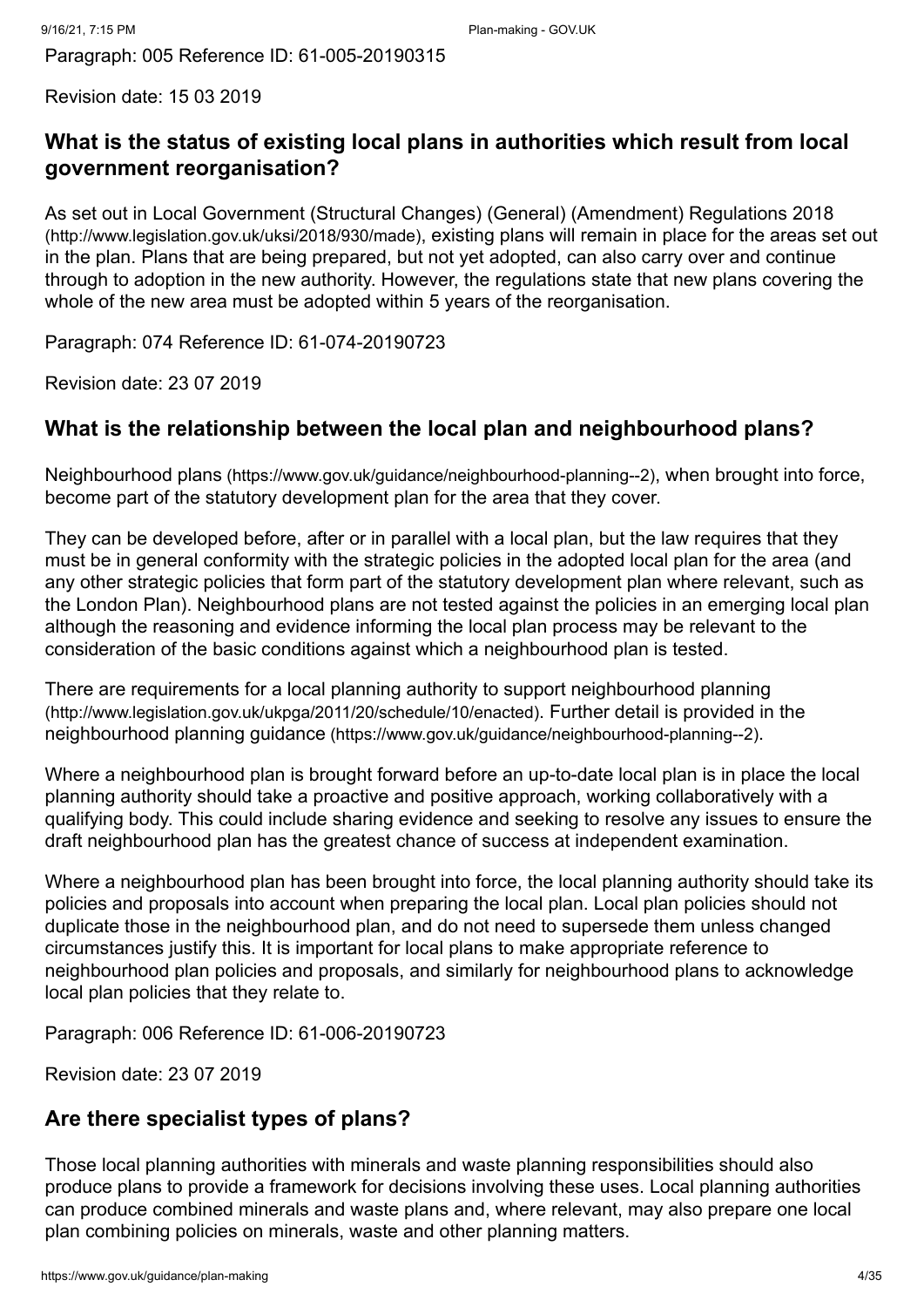Paragraph: 005 Reference ID: 61-005-20190315

Revision date: 15 03 2019

## What is the status of existing local plans in authorities which result from local government reorganisation?

As set out in Local Government (Structural Changes) (General) (Amendment) Regulations 2018 (http://www.legislation.gov.uk/uksi/2018/930/made), existing plans will remain in place for the areas set out in the plan. Plans that are being prepared, but not yet adopted, can also carry over and continue through to adoption in the new authority. However, the regulations state that new plans covering the whole of the new area must be adopted within 5 years of the reorganisation.

Paragraph: 074 Reference ID: 61-074-20190723

Revision date: 23 07 2019

## What is the relationship between the local plan and neighbourhood plans?

Neighbourhood plans (https://www.gov.uk/guidance/neighbourhood-planning--2), when brought into force, become part of the statutory development plan for the area that they cover.

They can be developed before, after or in parallel with a local plan, but the law requires that they must be in general conformity with the strategic policies in the adopted local plan for the area (and any other strategic policies that form part of the statutory development plan where relevant, such as the London Plan). Neighbourhood plans are not tested against the policies in an emerging local plan although the reasoning and evidence informing the local plan process may be relevant to the consideration of the basic conditions against which a neighbourhood plan is tested.

There are requirements for a local planning authority to support neighbourhood planning (http://www.legislation.gov.uk/ukpga/2011/20/schedule/10/enacted). Further detail is provided in the neighbourhood planning guidance (https://www.gov.uk/guidance/neighbourhood-planning--2).

Where a neighbourhood plan is brought forward before an up-to-date local plan is in place the local planning authority should take a proactive and positive approach, working collaboratively with a qualifying body. This could include sharing evidence and seeking to resolve any issues to ensure the draft neighbourhood plan has the greatest chance of success at independent examination.

Where a neighbourhood plan has been brought into force, the local planning authority should take its policies and proposals into account when preparing the local plan. Local plan policies should not duplicate those in the neighbourhood plan, and do not need to supersede them unless changed circumstances justify this. It is important for local plans to make appropriate reference to neighbourhood plan policies and proposals, and similarly for neighbourhood plans to acknowledge local plan policies that they relate to.

Paragraph: 006 Reference ID: 61-006-20190723

Revision date: 23 07 2019

## Are there specialist types of plans?

Those local planning authorities with minerals and waste planning responsibilities should also produce plans to provide a framework for decisions involving these uses. Local planning authorities can produce combined minerals and waste plans and, where relevant, may also prepare one local plan combining policies on minerals, waste and other planning matters.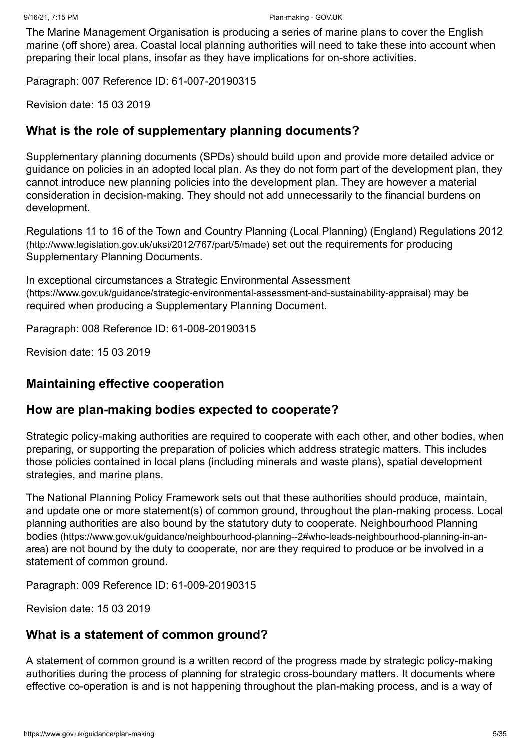The Marine Management Organisation is producing a series of marine plans to cover the English marine (off shore) area. Coastal local planning authorities will need to take these into account when preparing their local plans, insofar as they have implications for on-shore activities.

Paragraph: 007 Reference ID: 61-007-20190315

Revision date: 15 03 2019

### What is the role of supplementary planning documents?

Supplementary planning documents (SPDs) should build upon and provide more detailed advice or guidance on policies in an adopted local plan. As they do not form part of the development plan, they cannot introduce new planning policies into the development plan. They are however a material consideration in decision-making. They should not add unnecessarily to the financial burdens on development.

Regulations 11 to 16 of the Town and Country Planning (Local Planning) (England) Regulations 2012 (http://www.legislation.gov.uk/uksi/2012/767/part/5/made) set out the requirements for producing Supplementary Planning Documents.

In exceptional circumstances a Strategic Environmental Assessment (https://www.gov.uk/guidance/strategic-environmental-assessment-and-sustainability-appraisal) may be required when producing a Supplementary Planning Document.

Paragraph: 008 Reference ID: 61-008-20190315

Revision date: 15 03 2019

## Maintaining effective cooperation

### How are plan-making bodies expected to cooperate?

Strategic policy-making authorities are required to cooperate with each other, and other bodies, when preparing, or supporting the preparation of policies which address strategic matters. This includes those policies contained in local plans (including minerals and waste plans), spatial development strategies, and marine plans.

The National Planning Policy Framework sets out that these authorities should produce, maintain, and update one or more statement(s) of common ground, throughout the plan-making process. Local planning authorities are also bound by the statutory duty to cooperate. Neighbourhood Planning bodies (https://www.gov.uk/guidance/neighbourhood-planning--2#who-leads-neighbourhood-planning-in-an-area) are not bound by the duty to cooperate, nor are they required to produce or be involved in a statement of common ground.

Paragraph: 009 Reference ID: 61-009-20190315

Revision date: 15 03 2019

### What is a statement of common ground?

A statement of common ground is a written record of the progress made by strategic policy-making authorities during the process of planning for strategic cross-boundary matters. It documents where effective co-operation is and is not happening throughout the plan-making process, and is a way of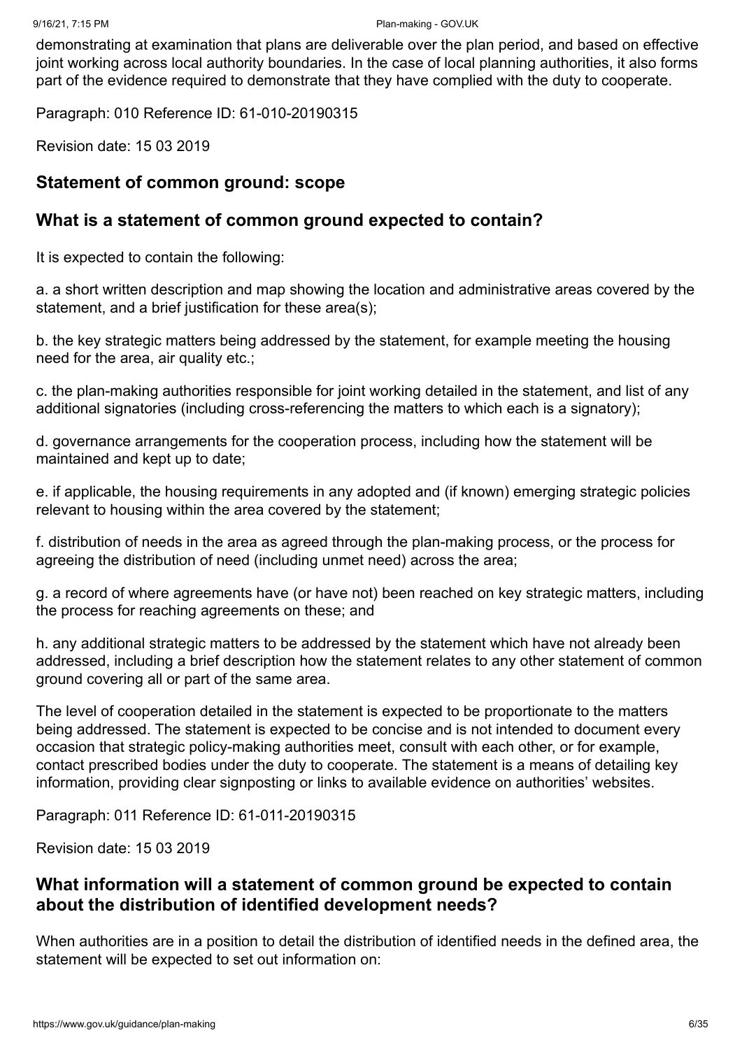demonstrating at examination that plans are deliverable over the plan period, and based on effective joint working across local authority boundaries. In the case of local planning authorities, it also forms part of the evidence required to demonstrate that they have complied with the duty to cooperate.

Paragraph: 010 Reference ID: 61-010-20190315

Revision date: 15 03 2019

## Statement of common ground: scope

## What is a statement of common ground expected to contain?

It is expected to contain the following:

a. a short written description and map showing the location and administrative areas covered by the statement, and a brief justification for these area(s);

b. the key strategic matters being addressed by the statement, for example meeting the housing need for the area, air quality etc.;

c. the plan-making authorities responsible for joint working detailed in the statement, and list of any additional signatories (including cross-referencing the matters to which each is a signatory);

d. governance arrangements for the cooperation process, including how the statement will be maintained and kept up to date;

e. if applicable, the housing requirements in any adopted and (if known) emerging strategic policies relevant to housing within the area covered by the statement;

f. distribution of needs in the area as agreed through the plan-making process, or the process for agreeing the distribution of need (including unmet need) across the area;

g. a record of where agreements have (or have not) been reached on key strategic matters, including the process for reaching agreements on these; and

h. any additional strategic matters to be addressed by the statement which have not already been addressed, including a brief description how the statement relates to any other statement of common ground covering all or part of the same area.

The level of cooperation detailed in the statement is expected to be proportionate to the matters being addressed. The statement is expected to be concise and is not intended to document every occasion that strategic policy-making authorities meet, consult with each other, or for example, contact prescribed bodies under the duty to cooperate. The statement is a means of detailing key information, providing clear signposting or links to available evidence on authorities' websites.

Paragraph: 011 Reference ID: 61-011-20190315

Revision date: 15 03 2019

## What information will a statement of common ground be expected to contain about the distribution of identified development needs?

When authorities are in a position to detail the distribution of identified needs in the defined area, the statement will be expected to set out information on: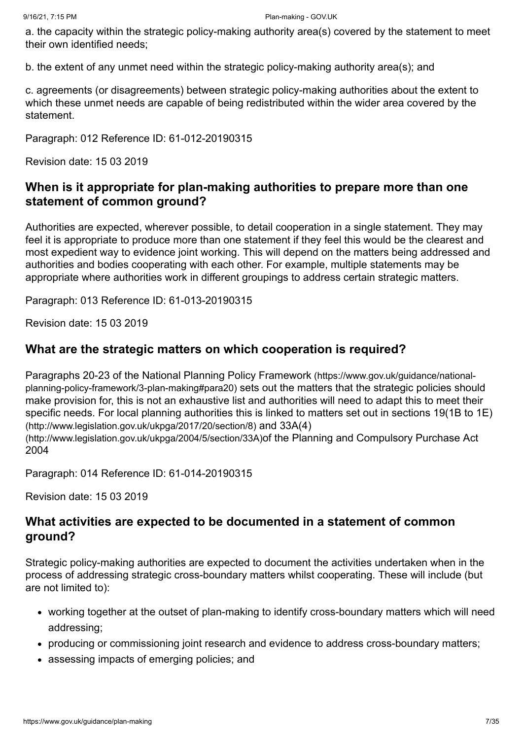a. the capacity within the strategic policy-making authority area(s) covered by the statement to meet their own identified needs;

b. the extent of any unmet need within the strategic policy-making authority area(s); and

c. agreements (or disagreements) between strategic policy-making authorities about the extent to which these unmet needs are capable of being redistributed within the wider area covered by the statement.

Paragraph: 012 Reference ID: 61-012-20190315

Revision date: 15 03 2019

## When is it appropriate for plan-making authorities to prepare more than one statement of common ground?

Authorities are expected, wherever possible, to detail cooperation in a single statement. They may feel it is appropriate to produce more than one statement if they feel this would be the clearest and most expedient way to evidence joint working. This will depend on the matters being addressed and authorities and bodies cooperating with each other. For example, multiple statements may be appropriate where authorities work in different groupings to address certain strategic matters.

Paragraph: 013 Reference ID: 61-013-20190315

Revision date: 15 03 2019

## What are the strategic matters on which cooperation is required?

Paragraphs 20-23 of the National Planning Policy Framework (https://www.gov.uk/guidance/national-planning-policy-framework/3-plan-making#para20) sets out the matters that the strategic policies should make provision for, this is not an exhaustive list and authorities will need to adapt this to meet their specific needs. For local planning authorities this is linked to matters set out in sections 19(1B to 1E) (http://www.legislation.gov.uk/ukpga/2017/20/section/8) and 33A(4) (http://www.legislation.gov.uk/ukpga/2004/5/section/33A)of the Planning and Compulsory Purchase Act 2004

Paragraph: 014 Reference ID: 61-014-20190315

Revision date: 15 03 2019

## What activities are expected to be documented in a statement of common ground?

Strategic policy-making authorities are expected to document the activities undertaken when in the process of addressing strategic cross-boundary matters whilst cooperating. These will include (but are not limited to):

- working together at the outset of plan-making to identify cross-boundary matters which will need addressing;
- producing or commissioning joint research and evidence to address cross-boundary matters;
- assessing impacts of emerging policies; and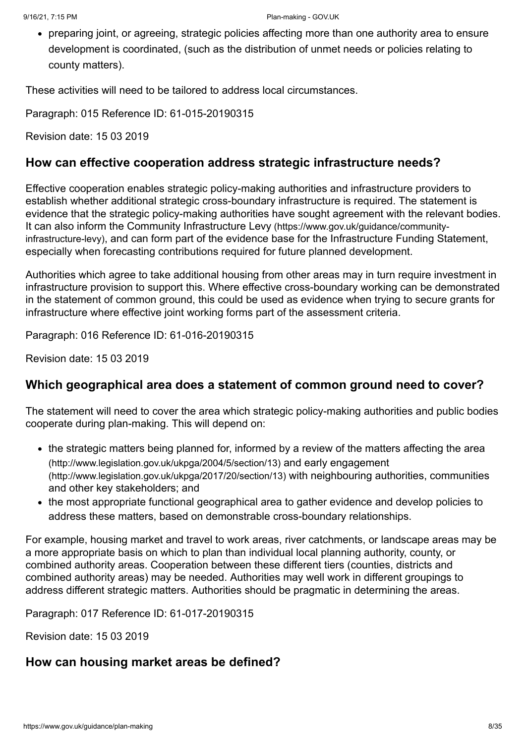- preparing joint, or agreeing, strategic policies affecting more than one authority area to ensure development is coordinated, (such as the distribution of unmet needs or policies relating to county matters).

These activities will need to be tailored to address local circumstances.

Paragraph: 015 Reference ID: 61-015-20190315

Revision date: 15 03 2019

## How can effective cooperation address strategic infrastructure needs?

Effective cooperation enables strategic policy-making authorities and infrastructure providers to establish whether additional strategic cross-boundary infrastructure is required. The statement is evidence that the strategic policy-making authorities have sought agreement with the relevant bodies. It can also inform the Community Infrastructure Levy (https://www.gov.uk/guidance/community-infrastructure-levy), and can form part of the evidence base for the Infrastructure Funding Statement, especially when forecasting contributions required for future planned development.

Authorities which agree to take additional housing from other areas may in turn require investment in infrastructure provision to support this. Where effective cross-boundary working can be demonstrated in the statement of common ground, this could be used as evidence when trying to secure grants for infrastructure where effective joint working forms part of the assessment criteria.

Paragraph: 016 Reference ID: 61-016-20190315

Revision date: 15 03 2019

## Which geographical area does a statement of common ground need to cover?

The statement will need to cover the area which strategic policy-making authorities and public bodies cooperate during plan-making. This will depend on:

- the strategic matters being planned for, informed by a review of the matters affecting the area (http://www.legislation.gov.uk/ukpga/2004/5/section/13) and early engagement (http://www.legislation.gov.uk/ukpga/2017/20/section/13) with neighbouring authorities, communities and other key stakeholders; and
- the most appropriate functional geographical area to gather evidence and develop policies to address these matters, based on demonstrable cross-boundary relationships.

For example, housing market and travel to work areas, river catchments, or landscape areas may be a more appropriate basis on which to plan than individual local planning authority, county, or combined authority areas. Cooperation between these different tiers (counties, districts and combined authority areas) may be needed. Authorities may well work in different groupings to address different strategic matters. Authorities should be pragmatic in determining the areas.

Paragraph: 017 Reference ID: 61-017-20190315

Revision date: 15 03 2019

## How can housing market areas be defined?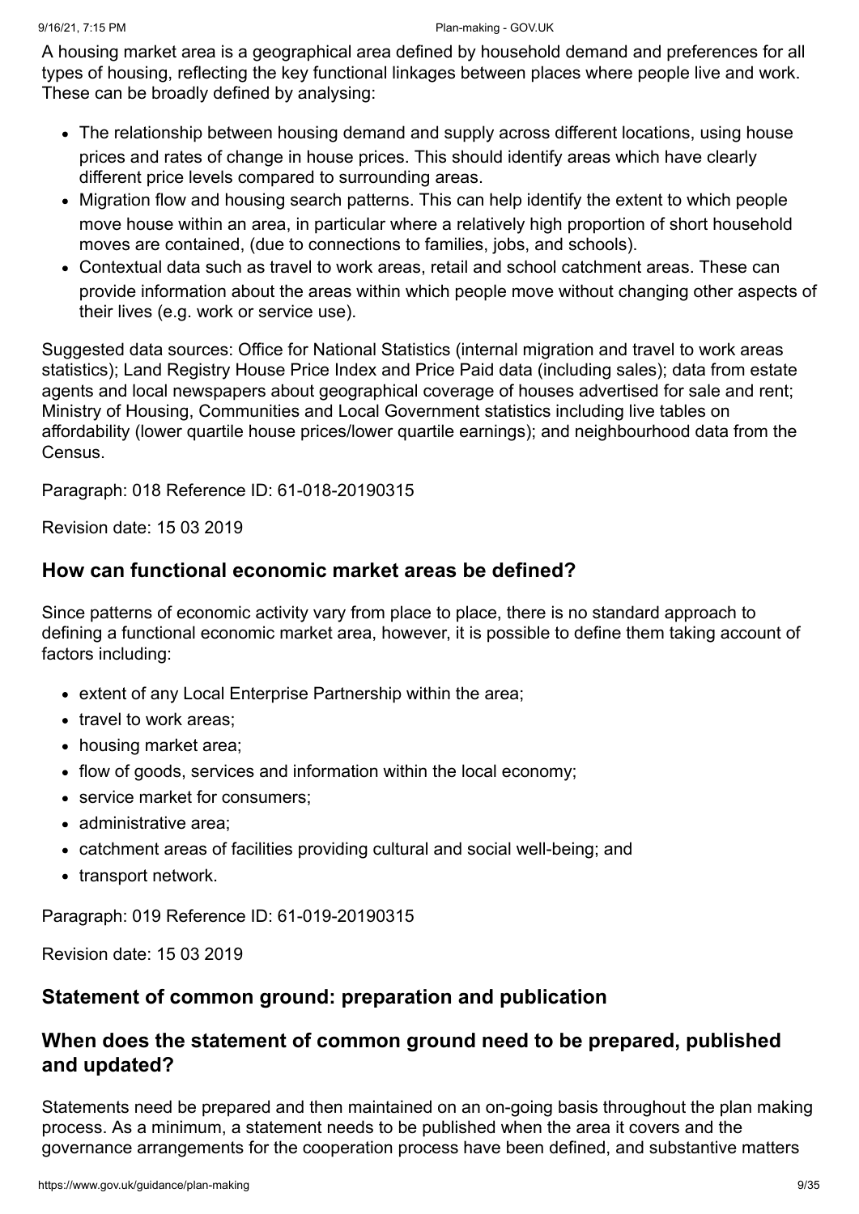A housing market area is a geographical area defined by household demand and preferences for all types of housing, reflecting the key functional linkages between places where people live and work. These can be broadly defined by analysing:

- The relationship between housing demand and supply across different locations, using house prices and rates of change in house prices. This should identify areas which have clearly different price levels compared to surrounding areas.
- Migration flow and housing search patterns. This can help identify the extent to which people move house within an area, in particular where a relatively high proportion of short household moves are contained, (due to connections to families, jobs, and schools).
- Contextual data such as travel to work areas, retail and school catchment areas. These can provide information about the areas within which people move without changing other aspects of their lives (e.g. work or service use).

Suggested data sources: Office for National Statistics (internal migration and travel to work areas statistics); Land Registry House Price Index and Price Paid data (including sales); data from estate agents and local newspapers about geographical coverage of houses advertised for sale and rent; Ministry of Housing, Communities and Local Government statistics including live tables on affordability (lower quartile house prices/lower quartile earnings); and neighbourhood data from the Census.

Paragraph: 018 Reference ID: 61-018-20190315

Revision date: 15 03 2019

### How can functional economic market areas be defined?

Since patterns of economic activity vary from place to place, there is no standard approach to defining a functional economic market area, however, it is possible to define them taking account of factors including:

- extent of any Local Enterprise Partnership within the area;
- travel to work areas;
- housing market area;
- flow of goods, services and information within the local economy;
- service market for consumers;
- administrative area;
- catchment areas of facilities providing cultural and social well-being; and
- transport network.

Paragraph: 019 Reference ID: 61-019-20190315

Revision date: 15 03 2019

## Statement of common ground: preparation and publication

### When does the statement of common ground need to be prepared, published and updated?

Statements need be prepared and then maintained on an on-going basis throughout the plan making process. As a minimum, a statement needs to be published when the area it covers and the governance arrangements for the cooperation process have been defined, and substantive matters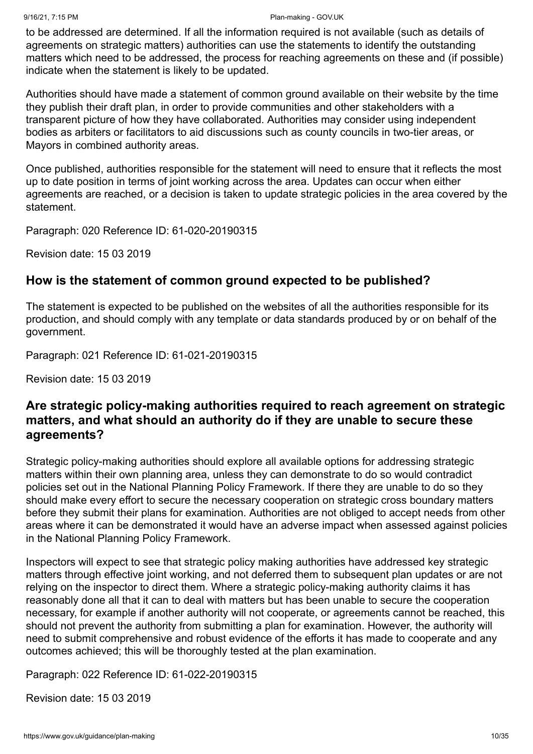to be addressed are determined. If all the information required is not available (such as details of agreements on strategic matters) authorities can use the statements to identify the outstanding matters which need to be addressed, the process for reaching agreements on these and (if possible) indicate when the statement is likely to be updated.

Authorities should have made a statement of common ground available on their website by the time they publish their draft plan, in order to provide communities and other stakeholders with a transparent picture of how they have collaborated. Authorities may consider using independent bodies as arbiters or facilitators to aid discussions such as county councils in two-tier areas, or Mayors in combined authority areas.

Once published, authorities responsible for the statement will need to ensure that it reflects the most up to date position in terms of joint working across the area. Updates can occur when either agreements are reached, or a decision is taken to update strategic policies in the area covered by the statement.

Paragraph: 020 Reference ID: 61-020-20190315

Revision date: 15 03 2019

## How is the statement of common ground expected to be published?

The statement is expected to be published on the websites of all the authorities responsible for its production, and should comply with any template or data standards produced by or on behalf of the government.

Paragraph: 021 Reference ID: 61-021-20190315

Revision date: 15 03 2019

## Are strategic policy-making authorities required to reach agreement on strategic matters, and what should an authority do if they are unable to secure these agreements?

Strategic policy-making authorities should explore all available options for addressing strategic matters within their own planning area, unless they can demonstrate to do so would contradict policies set out in the National Planning Policy Framework. If there they are unable to do so they should make every effort to secure the necessary cooperation on strategic cross boundary matters before they submit their plans for examination. Authorities are not obliged to accept needs from other areas where it can be demonstrated it would have an adverse impact when assessed against policies in the National Planning Policy Framework.

Inspectors will expect to see that strategic policy making authorities have addressed key strategic matters through effective joint working, and not deferred them to subsequent plan updates or are not relying on the inspector to direct them. Where a strategic policy-making authority claims it has reasonably done all that it can to deal with matters but has been unable to secure the cooperation necessary, for example if another authority will not cooperate, or agreements cannot be reached, this should not prevent the authority from submitting a plan for examination. However, the authority will need to submit comprehensive and robust evidence of the efforts it has made to cooperate and any outcomes achieved; this will be thoroughly tested at the plan examination.

Paragraph: 022 Reference ID: 61-022-20190315

Revision date: 15 03 2019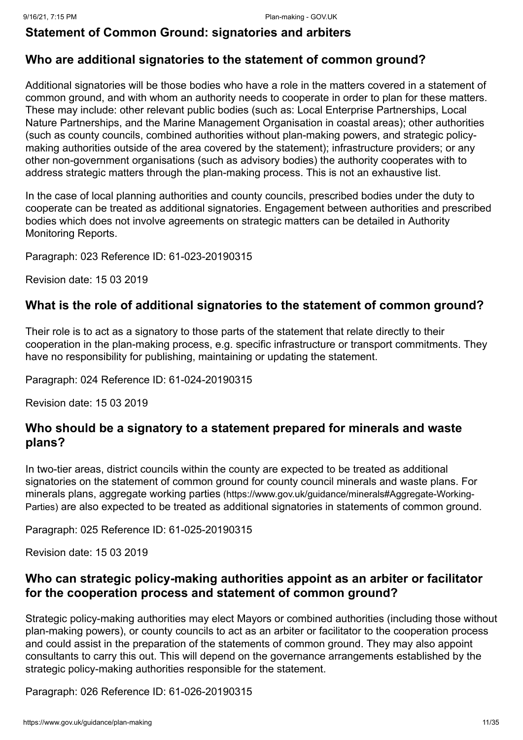## Statement of Common Ground: signatories and arbiters

### Who are additional signatories to the statement of common ground?

Additional signatories will be those bodies who have a role in the matters covered in a statement of common ground, and with whom an authority needs to cooperate in order to plan for these matters. These may include: other relevant public bodies (such as: Local Enterprise Partnerships, Local Nature Partnerships, and the Marine Management Organisation in coastal areas); other authorities (such as county councils, combined authorities without plan-making powers, and strategic policy-making authorities outside of the area covered by the statement); infrastructure providers; or any other non-government organisations (such as advisory bodies) the authority cooperates with to address strategic matters through the plan-making process. This is not an exhaustive list.

In the case of local planning authorities and county councils, prescribed bodies under the duty to cooperate can be treated as additional signatories. Engagement between authorities and prescribed bodies which does not involve agreements on strategic matters can be detailed in Authority Monitoring Reports.

Paragraph: 023 Reference ID: 61-023-20190315

Revision date: 15 03 2019

### What is the role of additional signatories to the statement of common ground?

Their role is to act as a signatory to those parts of the statement that relate directly to their cooperation in the plan-making process, e.g. specific infrastructure or transport commitments. They have no responsibility for publishing, maintaining or updating the statement.

Paragraph: 024 Reference ID: 61-024-20190315

Revision date: 15 03 2019

### Who should be a signatory to a statement prepared for minerals and waste plans?

In two-tier areas, district councils within the county are expected to be treated as additional signatories on the statement of common ground for county council minerals and waste plans. For minerals plans, aggregate working parties (https://www.gov.uk/guidance/minerals#Aggregate-Working-Parties) are also expected to be treated as additional signatories in statements of common ground.

Paragraph: 025 Reference ID: 61-025-20190315

Revision date: 15 03 2019

### Who can strategic policy-making authorities appoint as an arbiter or facilitator for the cooperation process and statement of common ground?

Strategic policy-making authorities may elect Mayors or combined authorities (including those without plan-making powers), or county councils to act as an arbiter or facilitator to the cooperation process and could assist in the preparation of the statements of common ground. They may also appoint consultants to carry this out. This will depend on the governance arrangements established by the strategic policy-making authorities responsible for the statement.

Paragraph: 026 Reference ID: 61-026-20190315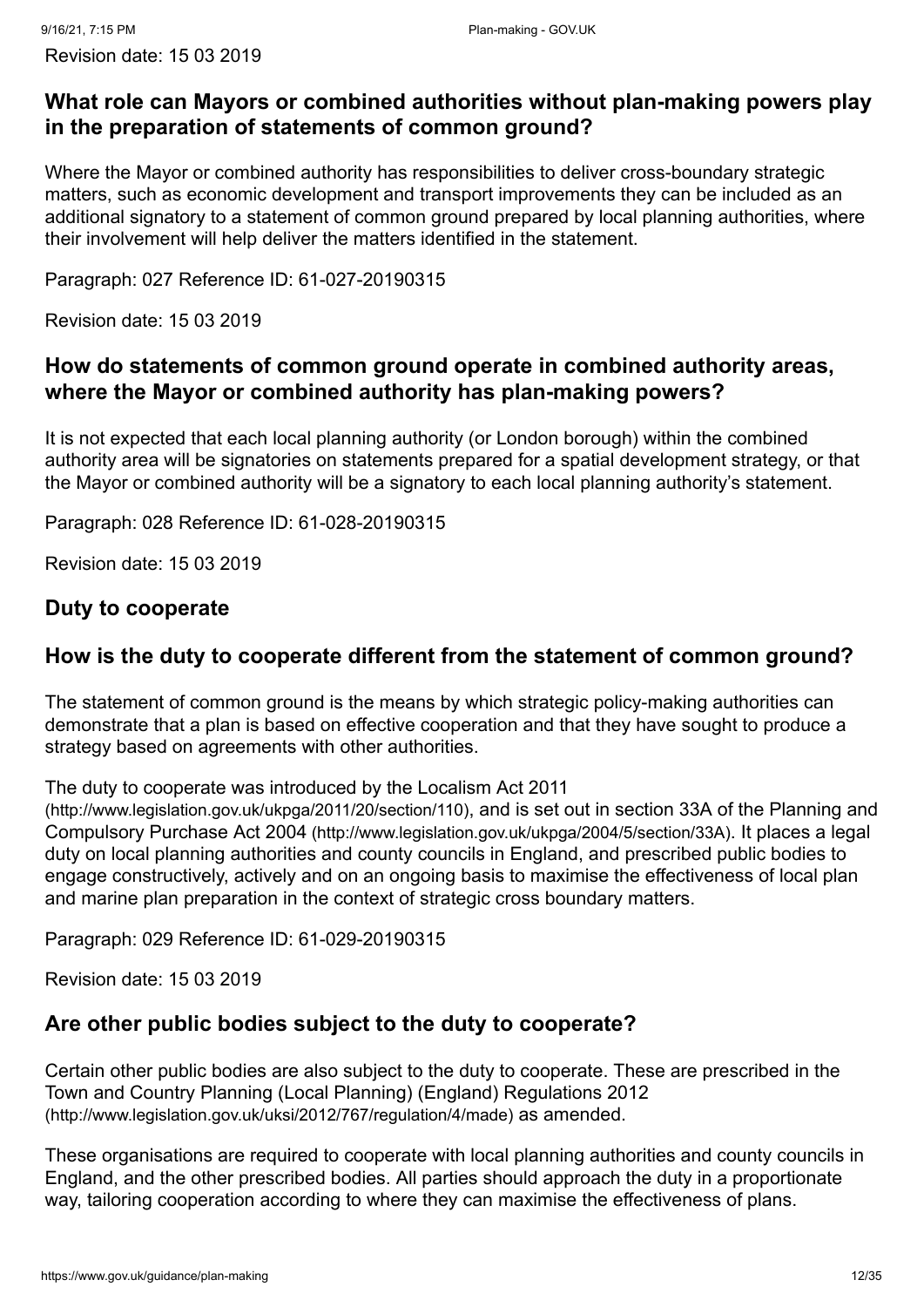Revision date: 15 03 2019

## What role can Mayors or combined authorities without plan-making powers play in the preparation of statements of common ground?

Where the Mayor or combined authority has responsibilities to deliver cross-boundary strategic matters, such as economic development and transport improvements they can be included as an additional signatory to a statement of common ground prepared by local planning authorities, where their involvement will help deliver the matters identified in the statement.

Paragraph: 027 Reference ID: 61-027-20190315

Revision date: 15 03 2019

## How do statements of common ground operate in combined authority areas, where the Mayor or combined authority has plan-making powers?

It is not expected that each local planning authority (or London borough) within the combined authority area will be signatories on statements prepared for a spatial development strategy, or that the Mayor or combined authority will be a signatory to each local planning authority's statement.

Paragraph: 028 Reference ID: 61-028-20190315

Revision date: 15 03 2019

## Duty to cooperate

## How is the duty to cooperate different from the statement of common ground?

The statement of common ground is the means by which strategic policy-making authorities can demonstrate that a plan is based on effective cooperation and that they have sought to produce a strategy based on agreements with other authorities.

The duty to cooperate was introduced by the Localism Act 2011 (http://www.legislation.gov.uk/ukpga/2011/20/section/110), and is set out in section 33A of the Planning and Compulsory Purchase Act 2004 (http://www.legislation.gov.uk/ukpga/2004/5/section/33A). It places a legal duty on local planning authorities and county councils in England, and prescribed public bodies to engage constructively, actively and on an ongoing basis to maximise the effectiveness of local plan and marine plan preparation in the context of strategic cross boundary matters.

Paragraph: 029 Reference ID: 61-029-20190315

Revision date: 15 03 2019

## Are other public bodies subject to the duty to cooperate?

Certain other public bodies are also subject to the duty to cooperate. These are prescribed in the Town and Country Planning (Local Planning) (England) Regulations 2012 (http://www.legislation.gov.uk/uksi/2012/767/regulation/4/made) as amended.

These organisations are required to cooperate with local planning authorities and county councils in England, and the other prescribed bodies. All parties should approach the duty in a proportionate way, tailoring cooperation according to where they can maximise the effectiveness of plans.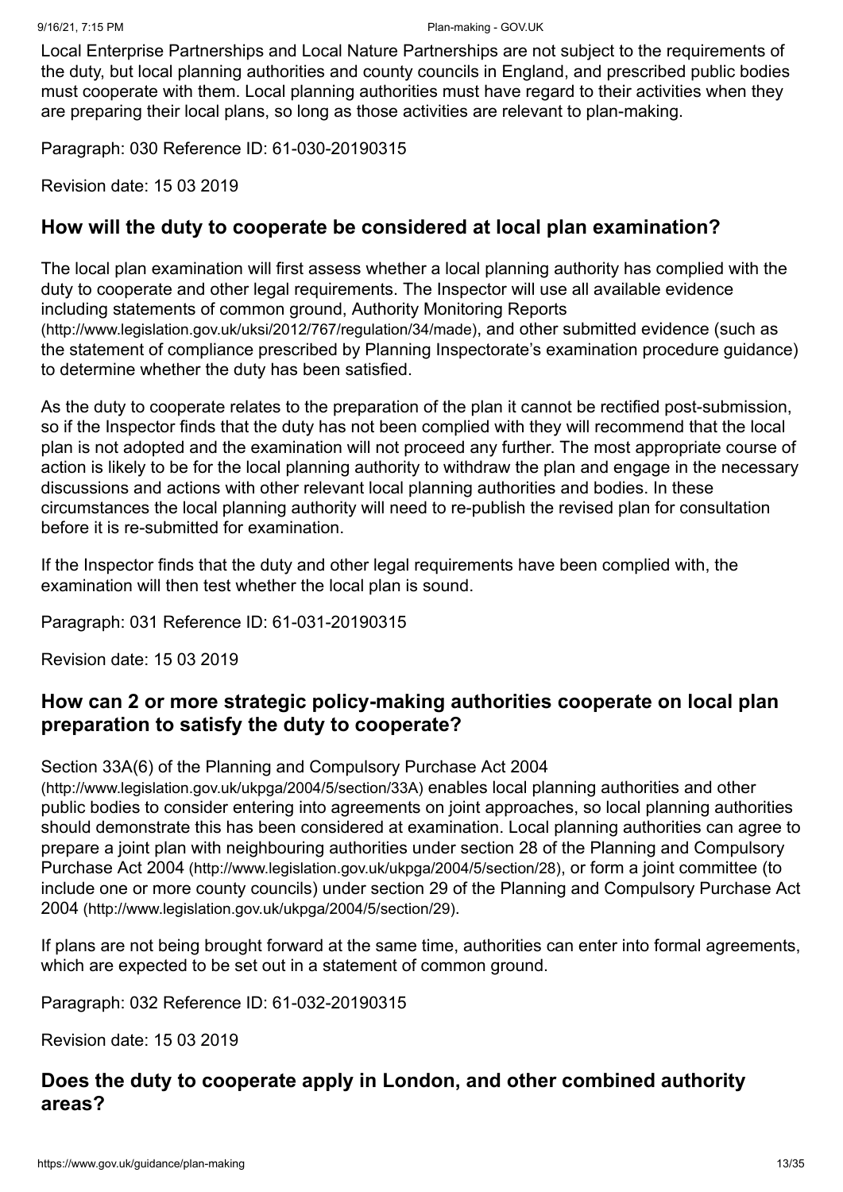Local Enterprise Partnerships and Local Nature Partnerships are not subject to the requirements of the duty, but local planning authorities and county councils in England, and prescribed public bodies must cooperate with them. Local planning authorities must have regard to their activities when they are preparing their local plans, so long as those activities are relevant to plan-making.

Paragraph: 030 Reference ID: 61-030-20190315

Revision date: 15 03 2019

## How will the duty to cooperate be considered at local plan examination?

The local plan examination will first assess whether a local planning authority has complied with the duty to cooperate and other legal requirements. The Inspector will use all available evidence including statements of common ground, Authority Monitoring Reports (http://www.legislation.gov.uk/uksi/2012/767/regulation/34/made), and other submitted evidence (such as the statement of compliance prescribed by Planning Inspectorate's examination procedure guidance) to determine whether the duty has been satisfied.

As the duty to cooperate relates to the preparation of the plan it cannot be rectified post-submission, so if the Inspector finds that the duty has not been complied with they will recommend that the local plan is not adopted and the examination will not proceed any further. The most appropriate course of action is likely to be for the local planning authority to withdraw the plan and engage in the necessary discussions and actions with other relevant local planning authorities and bodies. In these circumstances the local planning authority will need to re-publish the revised plan for consultation before it is re-submitted for examination.

If the Inspector finds that the duty and other legal requirements have been complied with, the examination will then test whether the local plan is sound.

Paragraph: 031 Reference ID: 61-031-20190315

Revision date: 15 03 2019

## How can 2 or more strategic policy-making authorities cooperate on local plan preparation to satisfy the duty to cooperate?

Section 33A(6) of the Planning and Compulsory Purchase Act 2004 (http://www.legislation.gov.uk/ukpga/2004/5/section/33A) enables local planning authorities and other public bodies to consider entering into agreements on joint approaches, so local planning authorities should demonstrate this has been considered at examination. Local planning authorities can agree to prepare a joint plan with neighbouring authorities under section 28 of the Planning and Compulsory Purchase Act 2004 (http://www.legislation.gov.uk/ukpga/2004/5/section/28), or form a joint committee (to include one or more county councils) under section 29 of the Planning and Compulsory Purchase Act 2004 (http://www.legislation.gov.uk/ukpga/2004/5/section/29).

If plans are not being brought forward at the same time, authorities can enter into formal agreements, which are expected to be set out in a statement of common ground.

Paragraph: 032 Reference ID: 61-032-20190315

Revision date: 15 03 2019

## Does the duty to cooperate apply in London, and other combined authority areas?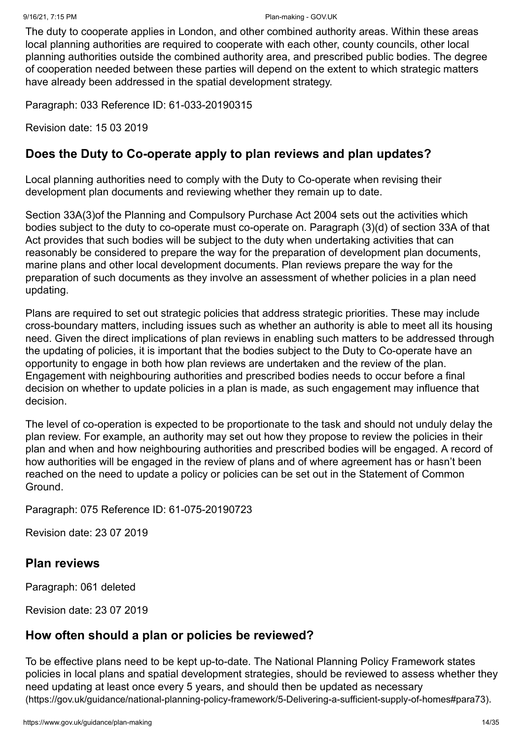The duty to cooperate applies in London, and other combined authority areas. Within these areas local planning authorities are required to cooperate with each other, county councils, other local planning authorities outside the combined authority area, and prescribed public bodies. The degree of cooperation needed between these parties will depend on the extent to which strategic matters have already been addressed in the spatial development strategy.

Paragraph: 033 Reference ID: 61-033-20190315

Revision date: 15 03 2019

## Does the Duty to Co-operate apply to plan reviews and plan updates?

Local planning authorities need to comply with the Duty to Co-operate when revising their development plan documents and reviewing whether they remain up to date.

Section 33A(3)of the Planning and Compulsory Purchase Act 2004 sets out the activities which bodies subject to the duty to co-operate must co-operate on. Paragraph (3)(d) of section 33A of that Act provides that such bodies will be subject to the duty when undertaking activities that can reasonably be considered to prepare the way for the preparation of development plan documents, marine plans and other local development documents. Plan reviews prepare the way for the preparation of such documents as they involve an assessment of whether policies in a plan need updating.

Plans are required to set out strategic policies that address strategic priorities. These may include cross-boundary matters, including issues such as whether an authority is able to meet all its housing need. Given the direct implications of plan reviews in enabling such matters to be addressed through the updating of policies, it is important that the bodies subject to the Duty to Co-operate have an opportunity to engage in both how plan reviews are undertaken and the review of the plan. Engagement with neighbouring authorities and prescribed bodies needs to occur before a final decision on whether to update policies in a plan is made, as such engagement may influence that decision.

The level of co-operation is expected to be proportionate to the task and should not unduly delay the plan review. For example, an authority may set out how they propose to review the policies in their plan and when and how neighbouring authorities and prescribed bodies will be engaged. A record of how authorities will be engaged in the review of plans and of where agreement has or hasn't been reached on the need to update a policy or policies can be set out in the Statement of Common Ground.

Paragraph: 075 Reference ID: 61-075-20190723

Revision date: 23 07 2019

## Plan reviews

Paragraph: 061 deleted

Revision date: 23 07 2019

## How often should a plan or policies be reviewed?

To be effective plans need to be kept up-to-date. The National Planning Policy Framework states policies in local plans and spatial development strategies, should be reviewed to assess whether they need updating at least once every 5 years, and should then be updated as necessary (https://gov.uk/guidance/national-planning-policy-framework/5-Delivering-a-sufficient-supply-of-homes#para73).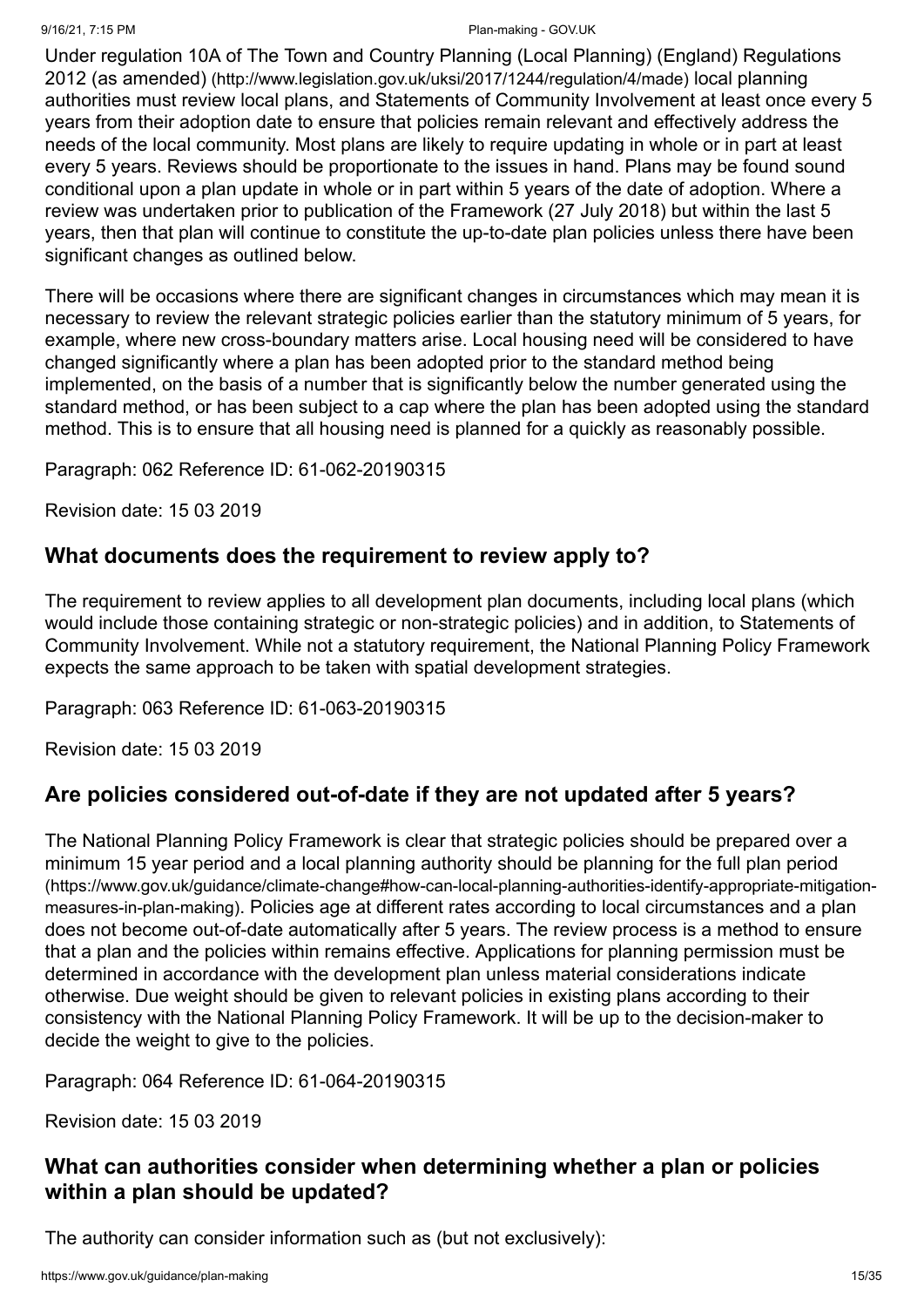Under regulation 10A of The Town and Country Planning (Local Planning) (England) Regulations 2012 (as amended) (http://www.legislation.gov.uk/uksi/2017/1244/regulation/4/made) local planning authorities must review local plans, and Statements of Community Involvement at least once every 5 years from their adoption date to ensure that policies remain relevant and effectively address the needs of the local community. Most plans are likely to require updating in whole or in part at least every 5 years. Reviews should be proportionate to the issues in hand. Plans may be found sound conditional upon a plan update in whole or in part within 5 years of the date of adoption. Where a review was undertaken prior to publication of the Framework (27 July 2018) but within the last 5 years, then that plan will continue to constitute the up-to-date plan policies unless there have been significant changes as outlined below.

There will be occasions where there are significant changes in circumstances which may mean it is necessary to review the relevant strategic policies earlier than the statutory minimum of 5 years, for example, where new cross-boundary matters arise. Local housing need will be considered to have changed significantly where a plan has been adopted prior to the standard method being implemented, on the basis of a number that is significantly below the number generated using the standard method, or has been subject to a cap where the plan has been adopted using the standard method. This is to ensure that all housing need is planned for a quickly as reasonably possible.

Paragraph: 062 Reference ID: 61-062-20190315

Revision date: 15 03 2019

## What documents does the requirement to review apply to?

The requirement to review applies to all development plan documents, including local plans (which would include those containing strategic or non-strategic policies) and in addition, to Statements of Community Involvement. While not a statutory requirement, the National Planning Policy Framework expects the same approach to be taken with spatial development strategies.

Paragraph: 063 Reference ID: 61-063-20190315

Revision date: 15 03 2019

## Are policies considered out-of-date if they are not updated after 5 years?

The National Planning Policy Framework is clear that strategic policies should be prepared over a minimum 15 year period and a local planning authority should be planning for the full plan period (https://www.gov.uk/guidance/climate-change#how-can-local-planning-authorities-identify-appropriate-mitigation-measures-in-plan-making). Policies age at different rates according to local circumstances and a plan does not become out-of-date automatically after 5 years. The review process is a method to ensure that a plan and the policies within remains effective. Applications for planning permission must be determined in accordance with the development plan unless material considerations indicate otherwise. Due weight should be given to relevant policies in existing plans according to their consistency with the National Planning Policy Framework. It will be up to the decision-maker to decide the weight to give to the policies.

Paragraph: 064 Reference ID: 61-064-20190315

Revision date: 15 03 2019

## What can authorities consider when determining whether a plan or policies within a plan should be updated?

The authority can consider information such as (but not exclusively):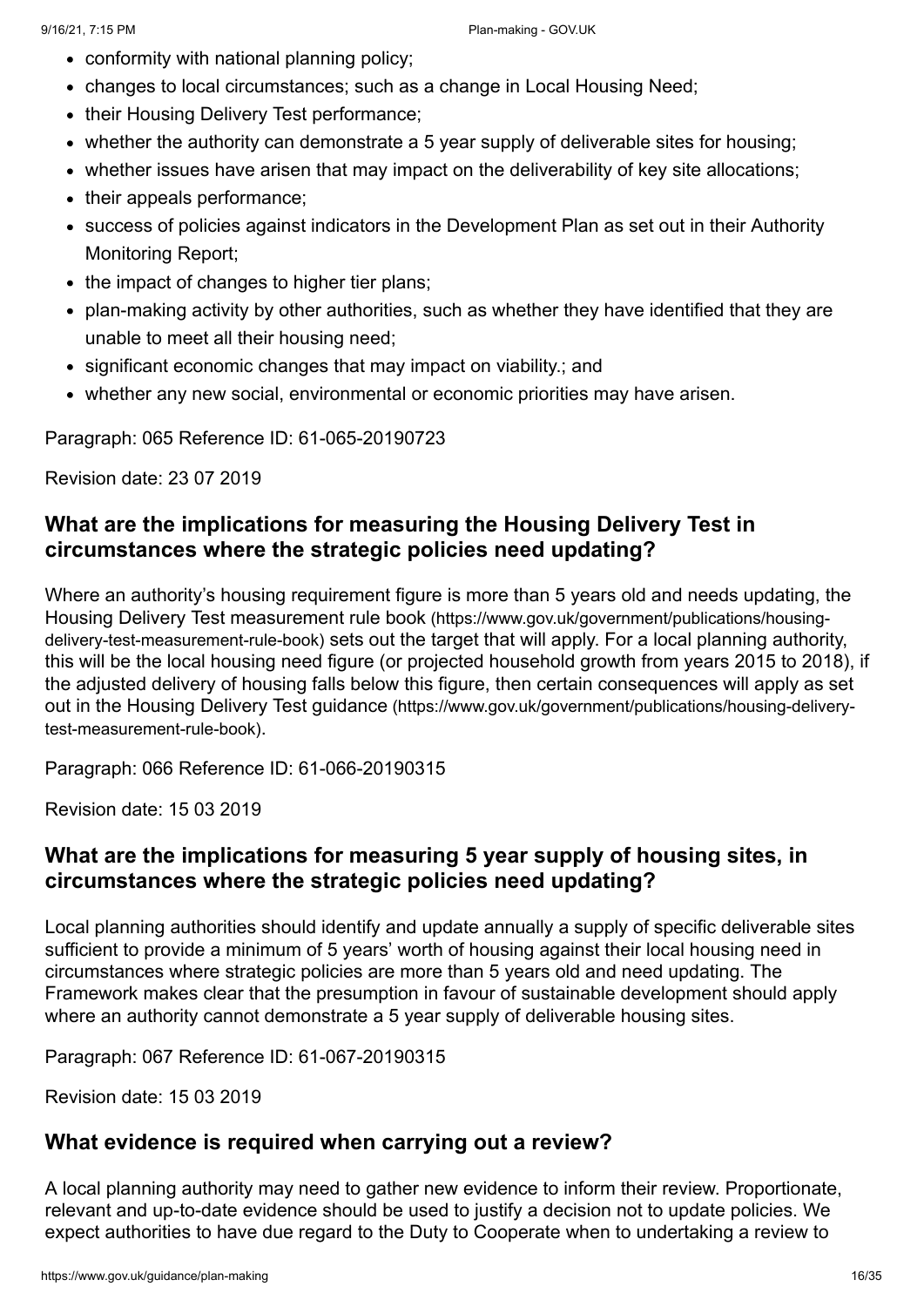- conformity with national planning policy;
- changes to local circumstances; such as a change in Local Housing Need;
- their Housing Delivery Test performance;
- whether the authority can demonstrate a 5 year supply of deliverable sites for housing;
- whether issues have arisen that may impact on the deliverability of key site allocations;
- their appeals performance;
- success of policies against indicators in the Development Plan as set out in their Authority Monitoring Report;
- the impact of changes to higher tier plans;
- plan-making activity by other authorities, such as whether they have identified that they are unable to meet all their housing need;
- significant economic changes that may impact on viability.; and
- whether any new social, environmental or economic priorities may have arisen.

Paragraph: 065 Reference ID: 61-065-20190723

Revision date: 23 07 2019

## What are the implications for measuring the Housing Delivery Test in circumstances where the strategic policies need updating?

Where an authority's housing requirement figure is more than 5 years old and needs updating, the Housing Delivery Test measurement rule book (https://www.gov.uk/government/publications/housing-delivery-test-measurement-rule-book) sets out the target that will apply. For a local planning authority, this will be the local housing need figure (or projected household growth from years 2015 to 2018), if the adjusted delivery of housing falls below this figure, then certain consequences will apply as set out in the Housing Delivery Test guidance (https://www.gov.uk/government/publications/housing-delivery-test-measurement-rule-book).

Paragraph: 066 Reference ID: 61-066-20190315

Revision date: 15 03 2019

## What are the implications for measuring 5 year supply of housing sites, in circumstances where the strategic policies need updating?

Local planning authorities should identify and update annually a supply of specific deliverable sites sufficient to provide a minimum of 5 years' worth of housing against their local housing need in circumstances where strategic policies are more than 5 years old and need updating. The Framework makes clear that the presumption in favour of sustainable development should apply where an authority cannot demonstrate a 5 year supply of deliverable housing sites.

Paragraph: 067 Reference ID: 61-067-20190315

Revision date: 15 03 2019

## What evidence is required when carrying out a review?

A local planning authority may need to gather new evidence to inform their review. Proportionate, relevant and up-to-date evidence should be used to justify a decision not to update policies. We expect authorities to have due regard to the Duty to Cooperate when to undertaking a review to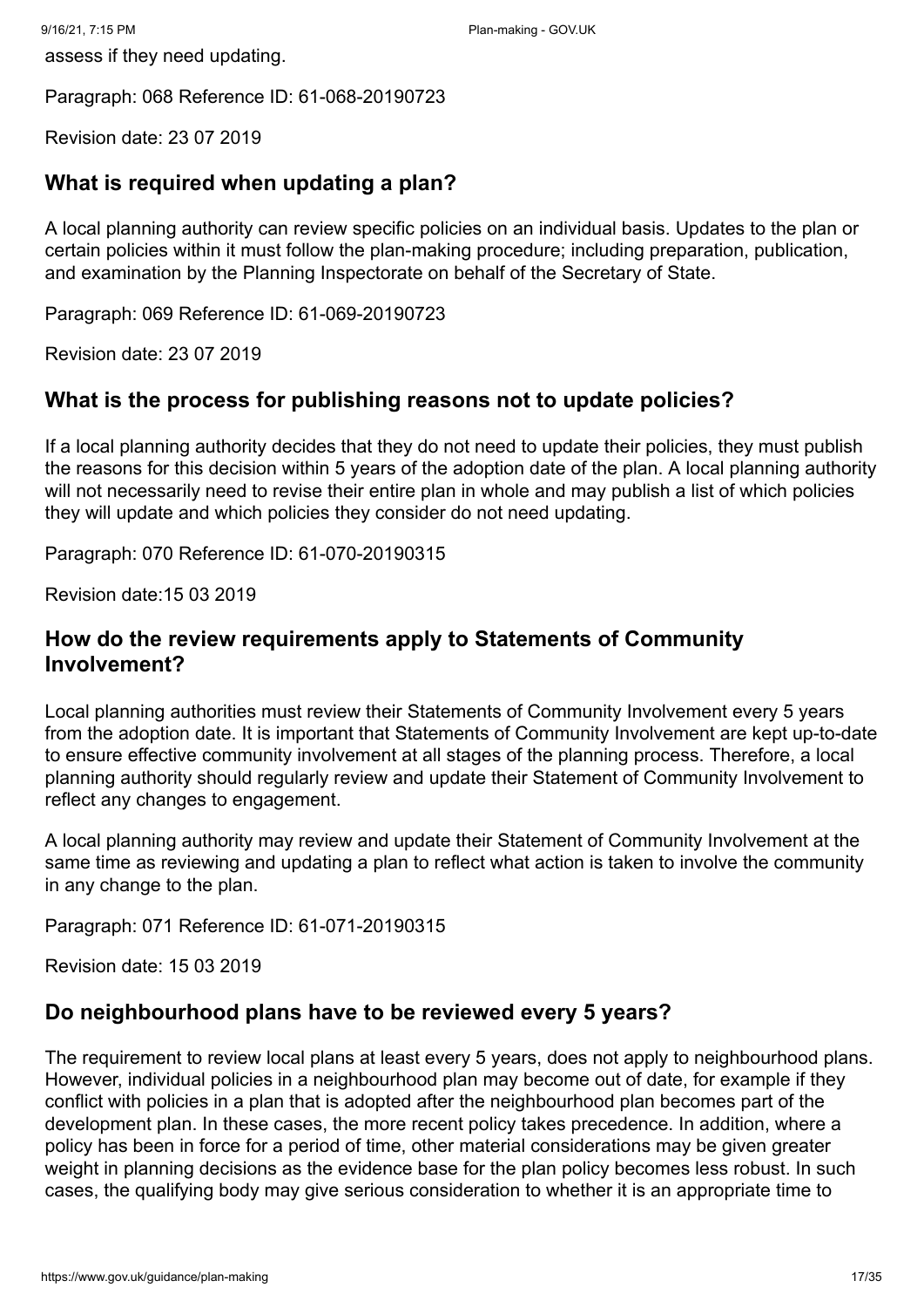assess if they need updating.

Paragraph: 068 Reference ID: 61-068-20190723

Revision date: 23 07 2019

## What is required when updating a plan?

A local planning authority can review specific policies on an individual basis. Updates to the plan or certain policies within it must follow the plan-making procedure; including preparation, publication, and examination by the Planning Inspectorate on behalf of the Secretary of State.

Paragraph: 069 Reference ID: 61-069-20190723

Revision date: 23 07 2019

## What is the process for publishing reasons not to update policies?

If a local planning authority decides that they do not need to update their policies, they must publish the reasons for this decision within 5 years of the adoption date of the plan. A local planning authority will not necessarily need to revise their entire plan in whole and may publish a list of which policies they will update and which policies they consider do not need updating.

Paragraph: 070 Reference ID: 61-070-20190315

Revision date:15 03 2019

## How do the review requirements apply to Statements of Community Involvement?

Local planning authorities must review their Statements of Community Involvement every 5 years from the adoption date. It is important that Statements of Community Involvement are kept up-to-date to ensure effective community involvement at all stages of the planning process. Therefore, a local planning authority should regularly review and update their Statement of Community Involvement to reflect any changes to engagement.

A local planning authority may review and update their Statement of Community Involvement at the same time as reviewing and updating a plan to reflect what action is taken to involve the community in any change to the plan.

Paragraph: 071 Reference ID: 61-071-20190315

Revision date: 15 03 2019

## Do neighbourhood plans have to be reviewed every 5 years?

The requirement to review local plans at least every 5 years, does not apply to neighbourhood plans. However, individual policies in a neighbourhood plan may become out of date, for example if they conflict with policies in a plan that is adopted after the neighbourhood plan becomes part of the development plan. In these cases, the more recent policy takes precedence. In addition, where a policy has been in force for a period of time, other material considerations may be given greater weight in planning decisions as the evidence base for the plan policy becomes less robust. In such cases, the qualifying body may give serious consideration to whether it is an appropriate time to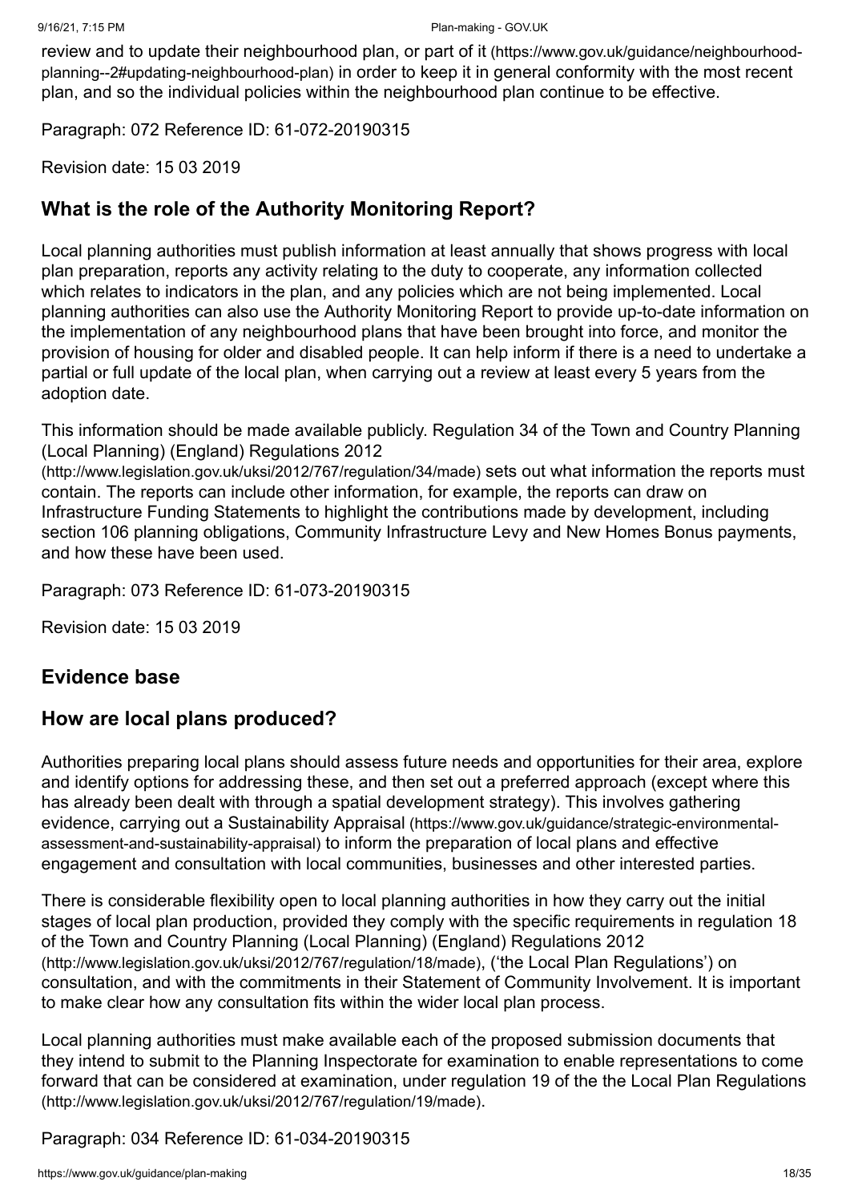review and to update their neighbourhood plan, or part of it (https://www.gov.uk/guidance/neighbourhood-planning--2#updating-neighbourhood-plan) in order to keep it in general conformity with the most recent plan, and so the individual policies within the neighbourhood plan continue to be effective.

Paragraph: 072 Reference ID: 61-072-20190315

Revision date: 15 03 2019

## What is the role of the Authority Monitoring Report?

Local planning authorities must publish information at least annually that shows progress with local plan preparation, reports any activity relating to the duty to cooperate, any information collected which relates to indicators in the plan, and any policies which are not being implemented. Local planning authorities can also use the Authority Monitoring Report to provide up-to-date information on the implementation of any neighbourhood plans that have been brought into force, and monitor the provision of housing for older and disabled people. It can help inform if there is a need to undertake a partial or full update of the local plan, when carrying out a review at least every 5 years from the adoption date.

This information should be made available publicly. Regulation 34 of the Town and Country Planning (Local Planning) (England) Regulations 2012 (http://www.legislation.gov.uk/uksi/2012/767/regulation/34/made) sets out what information the reports must contain. The reports can include other information, for example, the reports can draw on Infrastructure Funding Statements to highlight the contributions made by development, including section 106 planning obligations, Community Infrastructure Levy and New Homes Bonus payments, and how these have been used.

Paragraph: 073 Reference ID: 61-073-20190315

Revision date: 15 03 2019

## Evidence base

## How are local plans produced?

Authorities preparing local plans should assess future needs and opportunities for their area, explore and identify options for addressing these, and then set out a preferred approach (except where this has already been dealt with through a spatial development strategy). This involves gathering evidence, carrying out a Sustainability Appraisal (https://www.gov.uk/guidance/strategic-environmental-assessment-and-sustainability-appraisal) to inform the preparation of local plans and effective engagement and consultation with local communities, businesses and other interested parties.

There is considerable flexibility open to local planning authorities in how they carry out the initial stages of local plan production, provided they comply with the specific requirements in regulation 18 of the Town and Country Planning (Local Planning) (England) Regulations 2012 (http://www.legislation.gov.uk/uksi/2012/767/regulation/18/made), ('the Local Plan Regulations') on consultation, and with the commitments in their Statement of Community Involvement. It is important to make clear how any consultation fits within the wider local plan process.

Local planning authorities must make available each of the proposed submission documents that they intend to submit to the Planning Inspectorate for examination to enable representations to come forward that can be considered at examination, under regulation 19 of the the Local Plan Regulations (http://www.legislation.gov.uk/uksi/2012/767/regulation/19/made).

Paragraph: 034 Reference ID: 61-034-20190315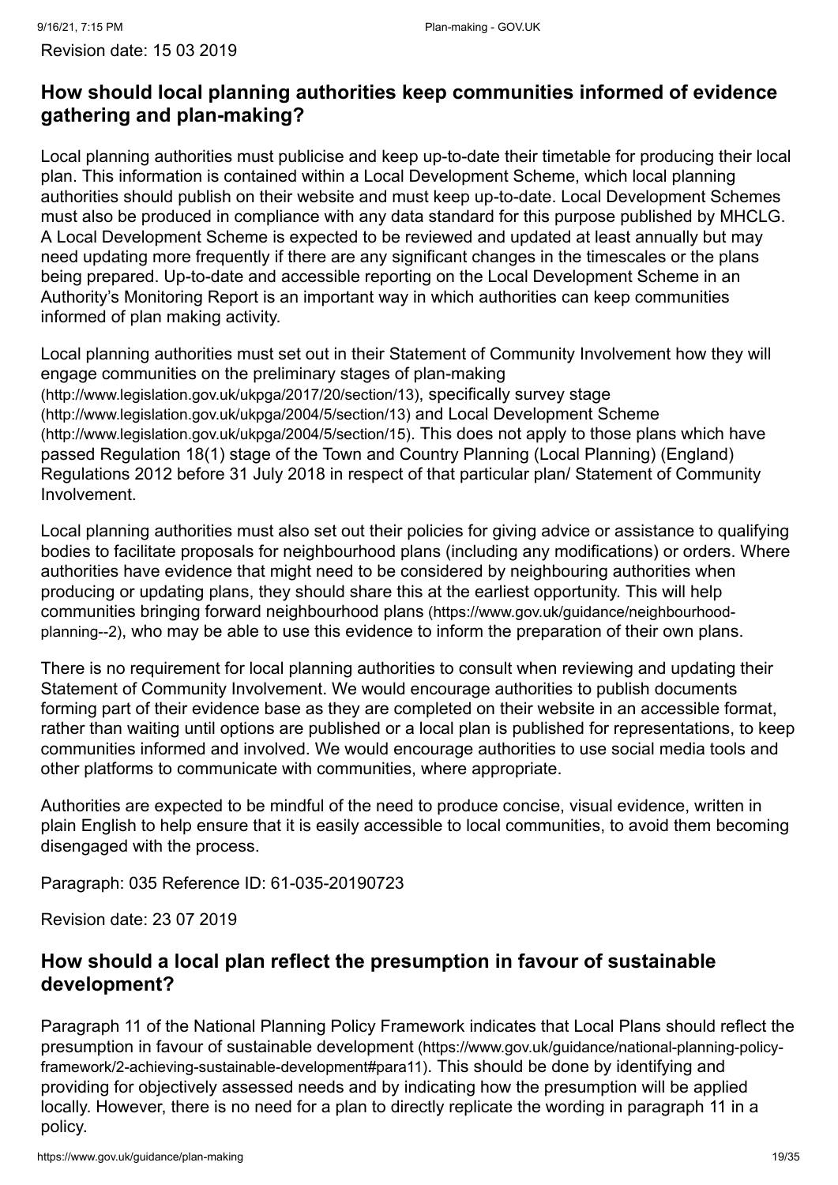Revision date: 15 03 2019

## How should local planning authorities keep communities informed of evidence gathering and plan-making?

Local planning authorities must publicise and keep up-to-date their timetable for producing their local plan. This information is contained within a Local Development Scheme, which local planning authorities should publish on their website and must keep up-to-date. Local Development Schemes must also be produced in compliance with any data standard for this purpose published by MHCLG. A Local Development Scheme is expected to be reviewed and updated at least annually but may need updating more frequently if there are any significant changes in the timescales or the plans being prepared. Up-to-date and accessible reporting on the Local Development Scheme in an Authority's Monitoring Report is an important way in which authorities can keep communities informed of plan making activity.

Local planning authorities must set out in their Statement of Community Involvement how they will engage communities on the preliminary stages of plan-making (http://www.legislation.gov.uk/ukpga/2017/20/section/13), specifically survey stage (http://www.legislation.gov.uk/ukpga/2004/5/section/13) and Local Development Scheme (http://www.legislation.gov.uk/ukpga/2004/5/section/15). This does not apply to those plans which have passed Regulation 18(1) stage of the Town and Country Planning (Local Planning) (England) Regulations 2012 before 31 July 2018 in respect of that particular plan/ Statement of Community Involvement.

Local planning authorities must also set out their policies for giving advice or assistance to qualifying bodies to facilitate proposals for neighbourhood plans (including any modifications) or orders. Where authorities have evidence that might need to be considered by neighbouring authorities when producing or updating plans, they should share this at the earliest opportunity. This will help communities bringing forward neighbourhood plans (https://www.gov.uk/guidance/neighbourhood-planning--2), who may be able to use this evidence to inform the preparation of their own plans.

There is no requirement for local planning authorities to consult when reviewing and updating their Statement of Community Involvement. We would encourage authorities to publish documents forming part of their evidence base as they are completed on their website in an accessible format, rather than waiting until options are published or a local plan is published for representations, to keep communities informed and involved. We would encourage authorities to use social media tools and other platforms to communicate with communities, where appropriate.

Authorities are expected to be mindful of the need to produce concise, visual evidence, written in plain English to help ensure that it is easily accessible to local communities, to avoid them becoming disengaged with the process.

Paragraph: 035 Reference ID: 61-035-20190723

Revision date: 23 07 2019

## How should a local plan reflect the presumption in favour of sustainable development?

Paragraph 11 of the National Planning Policy Framework indicates that Local Plans should reflect the presumption in favour of sustainable development (https://www.gov.uk/guidance/national-planning-policy-framework/2-achieving-sustainable-development#para11). This should be done by identifying and providing for objectively assessed needs and by indicating how the presumption will be applied locally. However, there is no need for a plan to directly replicate the wording in paragraph 11 in a policy.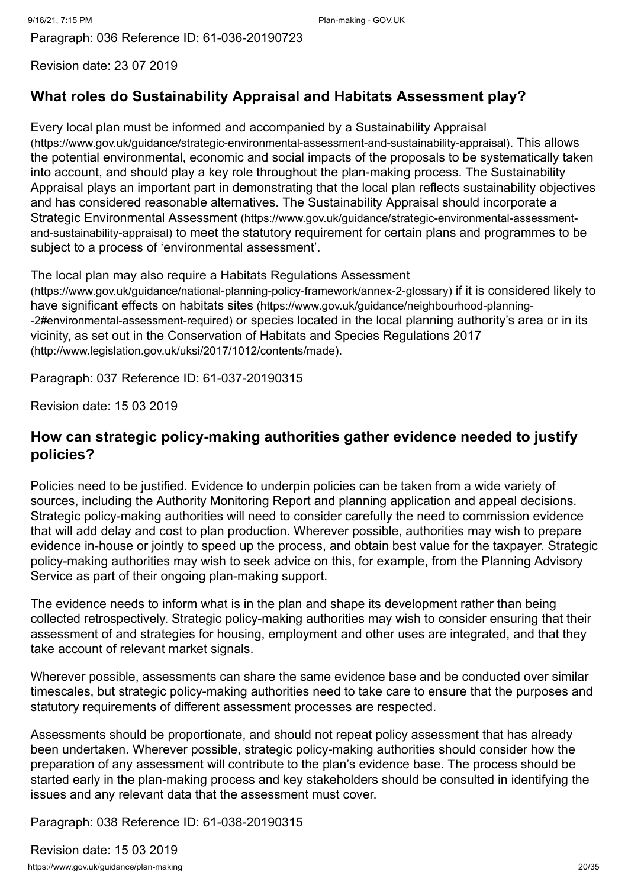Paragraph: 036 Reference ID: 61-036-20190723

Revision date: 23 07 2019

## What roles do Sustainability Appraisal and Habitats Assessment play?

Every local plan must be informed and accompanied by a Sustainability Appraisal (https://www.gov.uk/guidance/strategic-environmental-assessment-and-sustainability-appraisal). This allows the potential environmental, economic and social impacts of the proposals to be systematically taken into account, and should play a key role throughout the plan-making process. The Sustainability Appraisal plays an important part in demonstrating that the local plan reflects sustainability objectives and has considered reasonable alternatives. The Sustainability Appraisal should incorporate a Strategic Environmental Assessment (https://www.gov.uk/guidance/strategic-environmental-assessment-and-sustainability-appraisal) to meet the statutory requirement for certain plans and programmes to be subject to a process of 'environmental assessment'.

The local plan may also require a Habitats Regulations Assessment (https://www.gov.uk/guidance/national-planning-policy-framework/annex-2-glossary) if it is considered likely to have significant effects on habitats sites (https://www.gov.uk/guidance/neighbourhood-planning--2#environmental-assessment-required) or species located in the local planning authority's area or in its vicinity, as set out in the Conservation of Habitats and Species Regulations 2017 (http://www.legislation.gov.uk/uksi/2017/1012/contents/made).

Paragraph: 037 Reference ID: 61-037-20190315

Revision date: 15 03 2019

## How can strategic policy-making authorities gather evidence needed to justify policies?

Policies need to be justified. Evidence to underpin policies can be taken from a wide variety of sources, including the Authority Monitoring Report and planning application and appeal decisions. Strategic policy-making authorities will need to consider carefully the need to commission evidence that will add delay and cost to plan production. Wherever possible, authorities may wish to prepare evidence in-house or jointly to speed up the process, and obtain best value for the taxpayer. Strategic policy-making authorities may wish to seek advice on this, for example, from the Planning Advisory Service as part of their ongoing plan-making support.

The evidence needs to inform what is in the plan and shape its development rather than being collected retrospectively. Strategic policy-making authorities may wish to consider ensuring that their assessment of and strategies for housing, employment and other uses are integrated, and that they take account of relevant market signals.

Wherever possible, assessments can share the same evidence base and be conducted over similar timescales, but strategic policy-making authorities need to take care to ensure that the purposes and statutory requirements of different assessment processes are respected.

Assessments should be proportionate, and should not repeat policy assessment that has already been undertaken. Wherever possible, strategic policy-making authorities should consider how the preparation of any assessment will contribute to the plan's evidence base. The process should be started early in the plan-making process and key stakeholders should be consulted in identifying the issues and any relevant data that the assessment must cover.

Paragraph: 038 Reference ID: 61-038-20190315

Revision date: 15 03 2019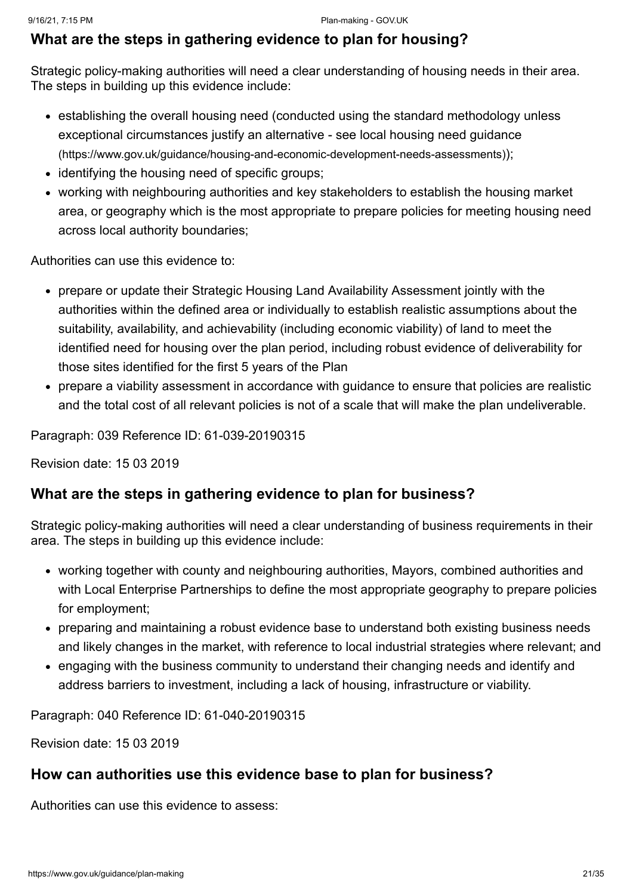### What are the steps in gathering evidence to plan for housing?

Strategic policy-making authorities will need a clear understanding of housing needs in their area. The steps in building up this evidence include:

- establishing the overall housing need (conducted using the standard methodology unless exceptional circumstances justify an alternative - see local housing need guidance (https://www.gov.uk/guidance/housing-and-economic-development-needs-assessments));
- identifying the housing need of specific groups;
- working with neighbouring authorities and key stakeholders to establish the housing market area, or geography which is the most appropriate to prepare policies for meeting housing need across local authority boundaries;

Authorities can use this evidence to:

- prepare or update their Strategic Housing Land Availability Assessment jointly with the authorities within the defined area or individually to establish realistic assumptions about the suitability, availability, and achievability (including economic viability) of land to meet the identified need for housing over the plan period, including robust evidence of deliverability for those sites identified for the first 5 years of the Plan
- prepare a viability assessment in accordance with guidance to ensure that policies are realistic and the total cost of all relevant policies is not of a scale that will make the plan undeliverable.

Paragraph: 039 Reference ID: 61-039-20190315

Revision date: 15 03 2019

### What are the steps in gathering evidence to plan for business?

Strategic policy-making authorities will need a clear understanding of business requirements in their area. The steps in building up this evidence include:

- working together with county and neighbouring authorities, Mayors, combined authorities and with Local Enterprise Partnerships to define the most appropriate geography to prepare policies for employment;
- preparing and maintaining a robust evidence base to understand both existing business needs and likely changes in the market, with reference to local industrial strategies where relevant; and
- engaging with the business community to understand their changing needs and identify and address barriers to investment, including a lack of housing, infrastructure or viability.

Paragraph: 040 Reference ID: 61-040-20190315

Revision date: 15 03 2019

### How can authorities use this evidence base to plan for business?

Authorities can use this evidence to assess: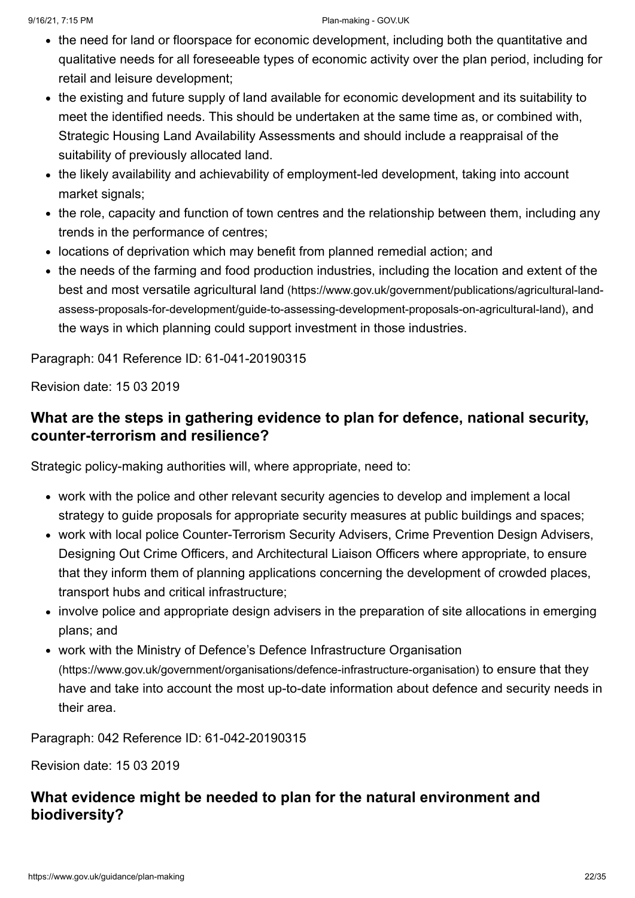- the need for land or floorspace for economic development, including both the quantitative and qualitative needs for all foreseeable types of economic activity over the plan period, including for retail and leisure development;
- the existing and future supply of land available for economic development and its suitability to meet the identified needs. This should be undertaken at the same time as, or combined with, Strategic Housing Land Availability Assessments and should include a reappraisal of the suitability of previously allocated land.
- the likely availability and achievability of employment-led development, taking into account market signals;
- the role, capacity and function of town centres and the relationship between them, including any trends in the performance of centres;
- locations of deprivation which may benefit from planned remedial action; and
- the needs of the farming and food production industries, including the location and extent of the best and most versatile agricultural land (https://www.gov.uk/government/publications/agricultural-land-assess-proposals-for-development/guide-to-assessing-development-proposals-on-agricultural-land), and the ways in which planning could support investment in those industries.

Paragraph: 041 Reference ID: 61-041-20190315

Revision date: 15 03 2019

### What are the steps in gathering evidence to plan for defence, national security, counter-terrorism and resilience?

Strategic policy-making authorities will, where appropriate, need to:

- work with the police and other relevant security agencies to develop and implement a local strategy to guide proposals for appropriate security measures at public buildings and spaces;
- work with local police Counter-Terrorism Security Advisers, Crime Prevention Design Advisers, Designing Out Crime Officers, and Architectural Liaison Officers where appropriate, to ensure that they inform them of planning applications concerning the development of crowded places, transport hubs and critical infrastructure;
- involve police and appropriate design advisers in the preparation of site allocations in emerging plans; and
- work with the Ministry of Defence's Defence Infrastructure Organisation (https://www.gov.uk/government/organisations/defence-infrastructure-organisation) to ensure that they have and take into account the most up-to-date information about defence and security needs in their area.

Paragraph: 042 Reference ID: 61-042-20190315

Revision date: 15 03 2019

### What evidence might be needed to plan for the natural environment and biodiversity?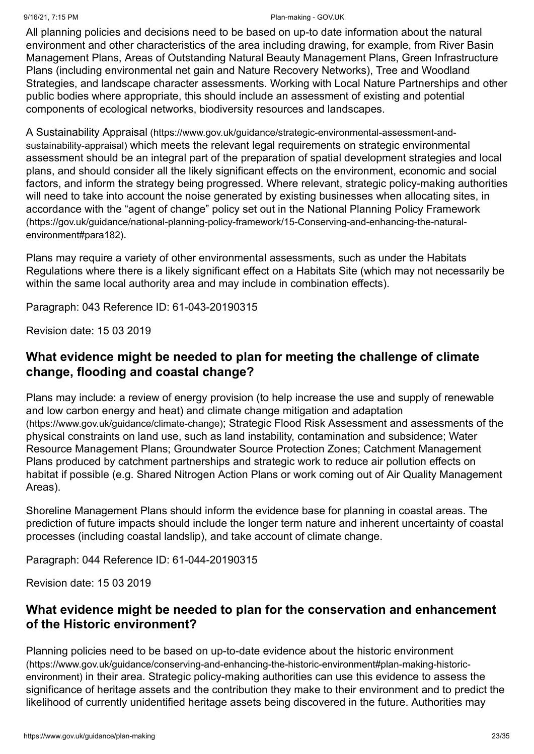All planning policies and decisions need to be based on up-to date information about the natural environment and other characteristics of the area including drawing, for example, from River Basin Management Plans, Areas of Outstanding Natural Beauty Management Plans, Green Infrastructure Plans (including environmental net gain and Nature Recovery Networks), Tree and Woodland Strategies, and landscape character assessments. Working with Local Nature Partnerships and other public bodies where appropriate, this should include an assessment of existing and potential components of ecological networks, biodiversity resources and landscapes.

A Sustainability Appraisal (https://www.gov.uk/guidance/strategic-environmental-assessment-and-sustainability-appraisal) which meets the relevant legal requirements on strategic environmental assessment should be an integral part of the preparation of spatial development strategies and local plans, and should consider all the likely significant effects on the environment, economic and social factors, and inform the strategy being progressed. Where relevant, strategic policy-making authorities will need to take into account the noise generated by existing businesses when allocating sites, in accordance with the "agent of change" policy set out in the National Planning Policy Framework (https://gov.uk/guidance/national-planning-policy-framework/15-Conserving-and-enhancing-the-natural-environment#para182).

Plans may require a variety of other environmental assessments, such as under the Habitats Regulations where there is a likely significant effect on a Habitats Site (which may not necessarily be within the same local authority area and may include in combination effects).

Paragraph: 043 Reference ID: 61-043-20190315

Revision date: 15 03 2019

## What evidence might be needed to plan for meeting the challenge of climate change, flooding and coastal change?

Plans may include: a review of energy provision (to help increase the use and supply of renewable and low carbon energy and heat) and climate change mitigation and adaptation (https://www.gov.uk/guidance/climate-change); Strategic Flood Risk Assessment and assessments of the physical constraints on land use, such as land instability, contamination and subsidence; Water Resource Management Plans; Groundwater Source Protection Zones; Catchment Management Plans produced by catchment partnerships and strategic work to reduce air pollution effects on habitat if possible (e.g. Shared Nitrogen Action Plans or work coming out of Air Quality Management Areas).

Shoreline Management Plans should inform the evidence base for planning in coastal areas. The prediction of future impacts should include the longer term nature and inherent uncertainty of coastal processes (including coastal landslip), and take account of climate change.

Paragraph: 044 Reference ID: 61-044-20190315

Revision date: 15 03 2019

## What evidence might be needed to plan for the conservation and enhancement of the Historic environment?

Planning policies need to be based on up-to-date evidence about the historic environment (https://www.gov.uk/guidance/conserving-and-enhancing-the-historic-environment#plan-making-historic-environment) in their area. Strategic policy-making authorities can use this evidence to assess the significance of heritage assets and the contribution they make to their environment and to predict the likelihood of currently unidentified heritage assets being discovered in the future. Authorities may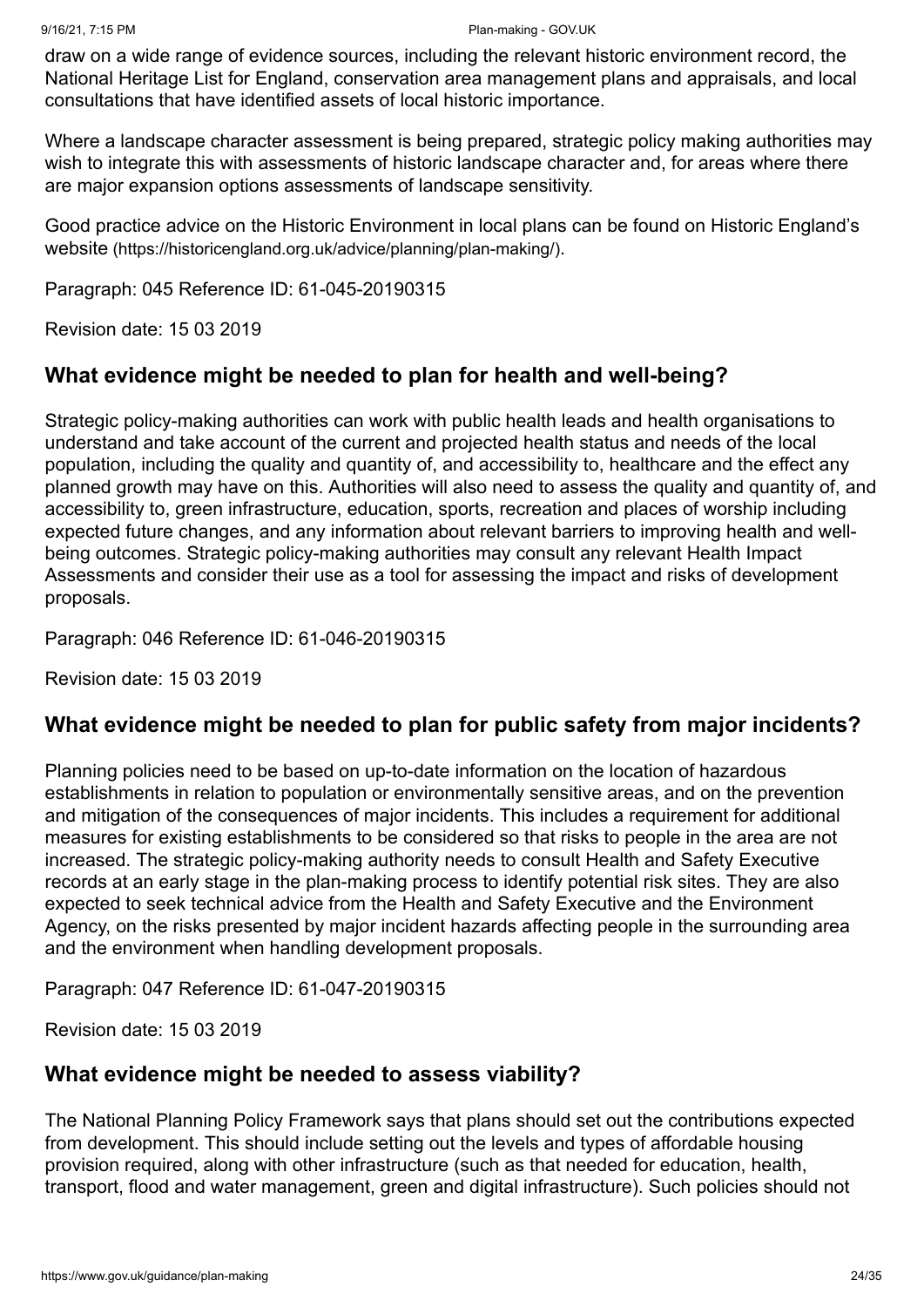draw on a wide range of evidence sources, including the relevant historic environment record, the National Heritage List for England, conservation area management plans and appraisals, and local consultations that have identified assets of local historic importance.

Where a landscape character assessment is being prepared, strategic policy making authorities may wish to integrate this with assessments of historic landscape character and, for areas where there are major expansion options assessments of landscape sensitivity.

Good practice advice on the Historic Environment in local plans can be found on Historic England's website (https://historicengland.org.uk/advice/planning/plan-making/).

Paragraph: 045 Reference ID: 61-045-20190315

Revision date: 15 03 2019

## What evidence might be needed to plan for health and well-being?

Strategic policy-making authorities can work with public health leads and health organisations to understand and take account of the current and projected health status and needs of the local population, including the quality and quantity of, and accessibility to, healthcare and the effect any planned growth may have on this. Authorities will also need to assess the quality and quantity of, and accessibility to, green infrastructure, education, sports, recreation and places of worship including expected future changes, and any information about relevant barriers to improving health and well-being outcomes. Strategic policy-making authorities may consult any relevant Health Impact Assessments and consider their use as a tool for assessing the impact and risks of development proposals.

Paragraph: 046 Reference ID: 61-046-20190315

Revision date: 15 03 2019

## What evidence might be needed to plan for public safety from major incidents?

Planning policies need to be based on up-to-date information on the location of hazardous establishments in relation to population or environmentally sensitive areas, and on the prevention and mitigation of the consequences of major incidents. This includes a requirement for additional measures for existing establishments to be considered so that risks to people in the area are not increased. The strategic policy-making authority needs to consult Health and Safety Executive records at an early stage in the plan-making process to identify potential risk sites. They are also expected to seek technical advice from the Health and Safety Executive and the Environment Agency, on the risks presented by major incident hazards affecting people in the surrounding area and the environment when handling development proposals.

Paragraph: 047 Reference ID: 61-047-20190315

Revision date: 15 03 2019

## What evidence might be needed to assess viability?

The National Planning Policy Framework says that plans should set out the contributions expected from development. This should include setting out the levels and types of affordable housing provision required, along with other infrastructure (such as that needed for education, health, transport, flood and water management, green and digital infrastructure). Such policies should not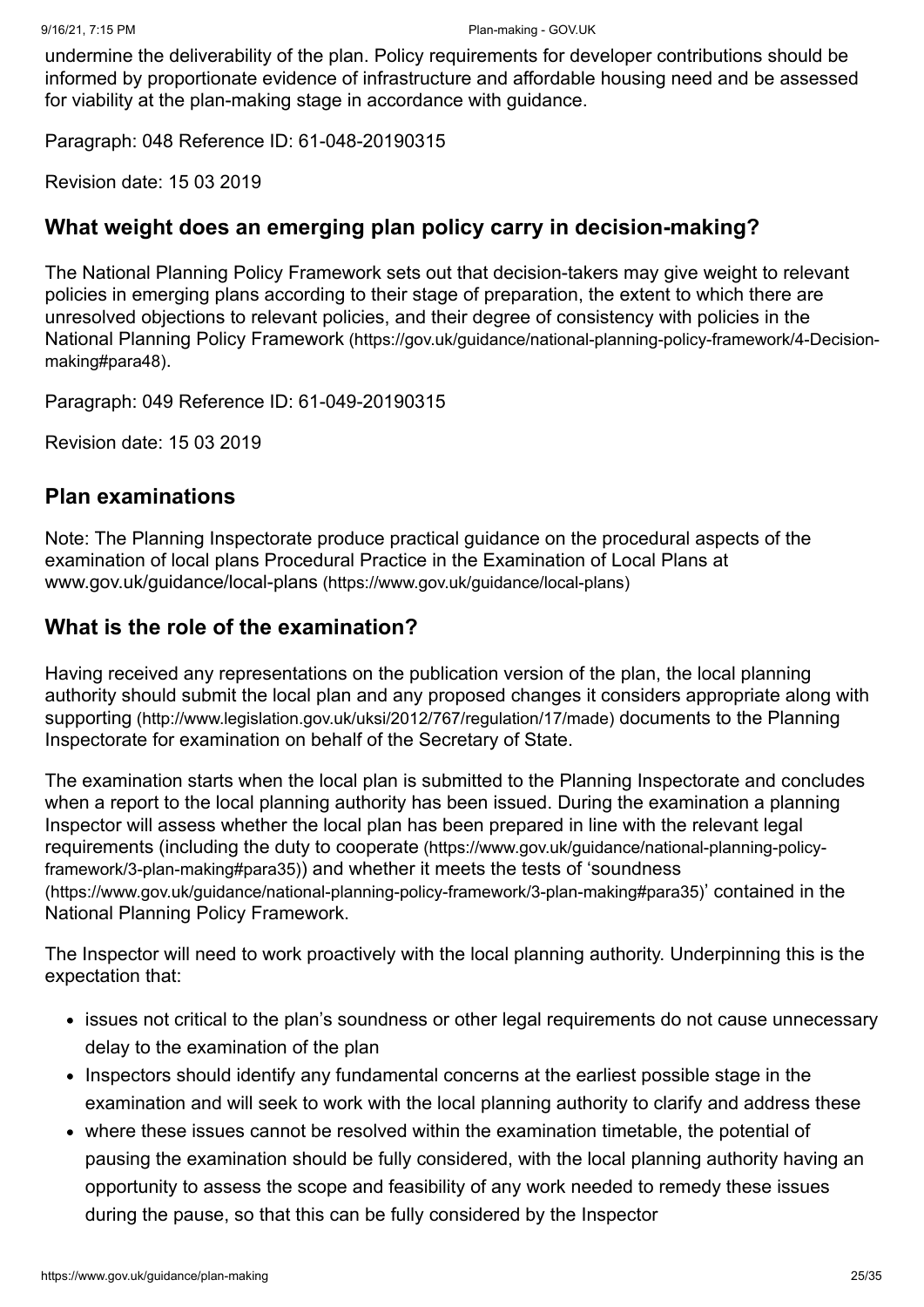undermine the deliverability of the plan. Policy requirements for developer contributions should be informed by proportionate evidence of infrastructure and affordable housing need and be assessed for viability at the plan-making stage in accordance with guidance.

Paragraph: 048 Reference ID: 61-048-20190315

Revision date: 15 03 2019

## What weight does an emerging plan policy carry in decision-making?

The National Planning Policy Framework sets out that decision-takers may give weight to relevant policies in emerging plans according to their stage of preparation, the extent to which there are unresolved objections to relevant policies, and their degree of consistency with policies in the National Planning Policy Framework (https://gov.uk/guidance/national-planning-policy-framework/4-Decision-making#para48).

Paragraph: 049 Reference ID: 61-049-20190315

Revision date: 15 03 2019

## Plan examinations

Note: The Planning Inspectorate produce practical guidance on the procedural aspects of the examination of local plans Procedural Practice in the Examination of Local Plans at www.gov.uk/guidance/local-plans (https://www.gov.uk/guidance/local-plans)

## What is the role of the examination?

Having received any representations on the publication version of the plan, the local planning authority should submit the local plan and any proposed changes it considers appropriate along with supporting (http://www.legislation.gov.uk/uksi/2012/767/regulation/17/made) documents to the Planning Inspectorate for examination on behalf of the Secretary of State.

The examination starts when the local plan is submitted to the Planning Inspectorate and concludes when a report to the local planning authority has been issued. During the examination a planning Inspector will assess whether the local plan has been prepared in line with the relevant legal requirements (including the duty to cooperate (https://www.gov.uk/guidance/national-planning-policy-framework/3-plan-making#para35)) and whether it meets the tests of 'soundness (https://www.gov.uk/guidance/national-planning-policy-framework/3-plan-making#para35)' contained in the National Planning Policy Framework.

The Inspector will need to work proactively with the local planning authority. Underpinning this is the expectation that:

- issues not critical to the plan's soundness or other legal requirements do not cause unnecessary delay to the examination of the plan
- Inspectors should identify any fundamental concerns at the earliest possible stage in the examination and will seek to work with the local planning authority to clarify and address these
- where these issues cannot be resolved within the examination timetable, the potential of pausing the examination should be fully considered, with the local planning authority having an opportunity to assess the scope and feasibility of any work needed to remedy these issues during the pause, so that this can be fully considered by the Inspector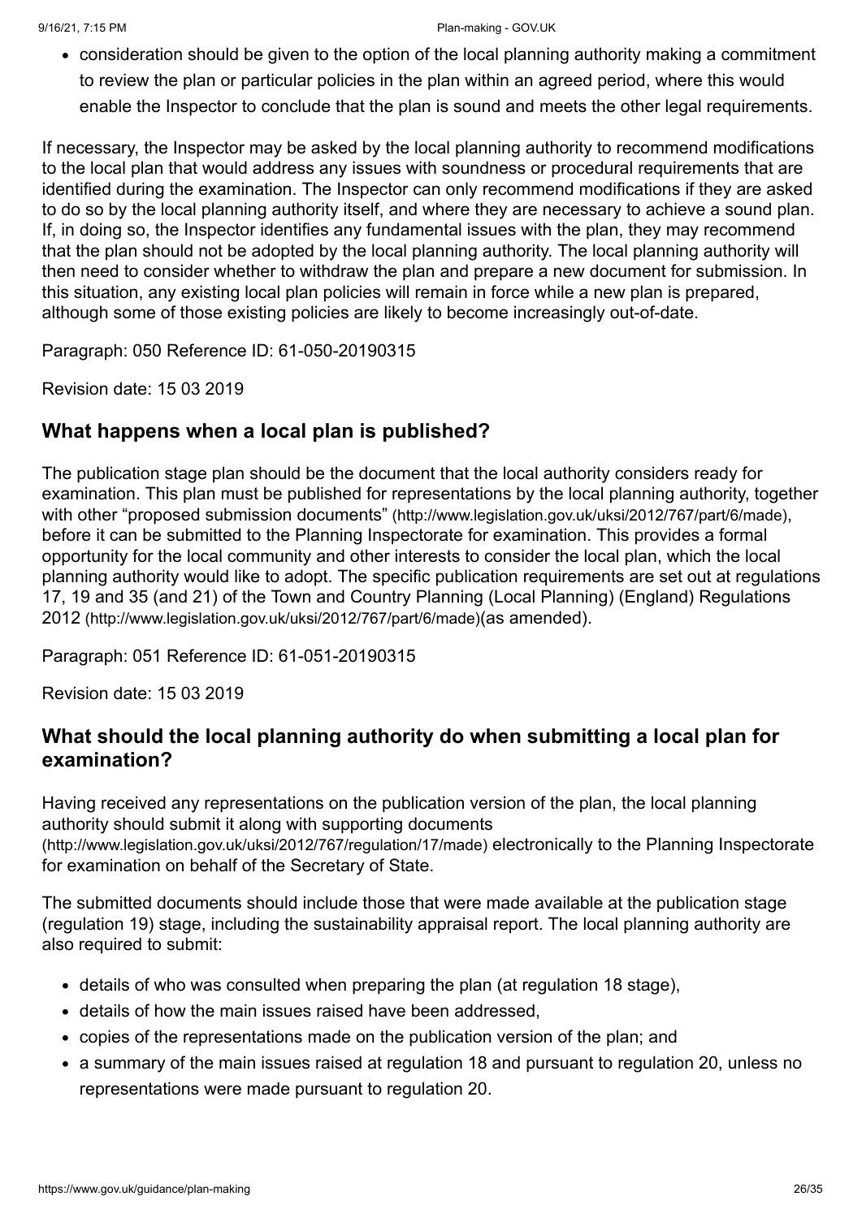- consideration should be given to the option of the local planning authority making a commitment to review the plan or particular policies in the plan within an agreed period, where this would enable the Inspector to conclude that the plan is sound and meets the other legal requirements.

If necessary, the Inspector may be asked by the local planning authority to recommend modifications to the local plan that would address any issues with soundness or procedural requirements that are identified during the examination. The Inspector can only recommend modifications if they are asked to do so by the local planning authority itself, and where they are necessary to achieve a sound plan. If, in doing so, the Inspector identifies any fundamental issues with the plan, they may recommend that the plan should not be adopted by the local planning authority. The local planning authority will then need to consider whether to withdraw the plan and prepare a new document for submission. In this situation, any existing local plan policies will remain in force while a new plan is prepared, although some of those existing policies are likely to become increasingly out-of-date.

Paragraph: 050 Reference ID: 61-050-20190315

Revision date: 15 03 2019

## What happens when a local plan is published?

The publication stage plan should be the document that the local authority considers ready for examination. This plan must be published for representations by the local planning authority, together with other "proposed submission documents" (http://www.legislation.gov.uk/uksi/2012/767/part/6/made), before it can be submitted to the Planning Inspectorate for examination. This provides a formal opportunity for the local community and other interests to consider the local plan, which the local planning authority would like to adopt. The specific publication requirements are set out at regulations 17, 19 and 35 (and 21) of the Town and Country Planning (Local Planning) (England) Regulations 2012 (http://www.legislation.gov.uk/uksi/2012/767/part/6/made)(as amended).

Paragraph: 051 Reference ID: 61-051-20190315

Revision date: 15 03 2019

## What should the local planning authority do when submitting a local plan for examination?

Having received any representations on the publication version of the plan, the local planning authority should submit it along with supporting documents (http://www.legislation.gov.uk/uksi/2012/767/regulation/17/made) electronically to the Planning Inspectorate for examination on behalf of the Secretary of State.

The submitted documents should include those that were made available at the publication stage (regulation 19) stage, including the sustainability appraisal report. The local planning authority are also required to submit:

- details of who was consulted when preparing the plan (at regulation 18 stage),
- details of how the main issues raised have been addressed,
- copies of the representations made on the publication version of the plan; and
- a summary of the main issues raised at regulation 18 and pursuant to regulation 20, unless no representations were made pursuant to regulation 20.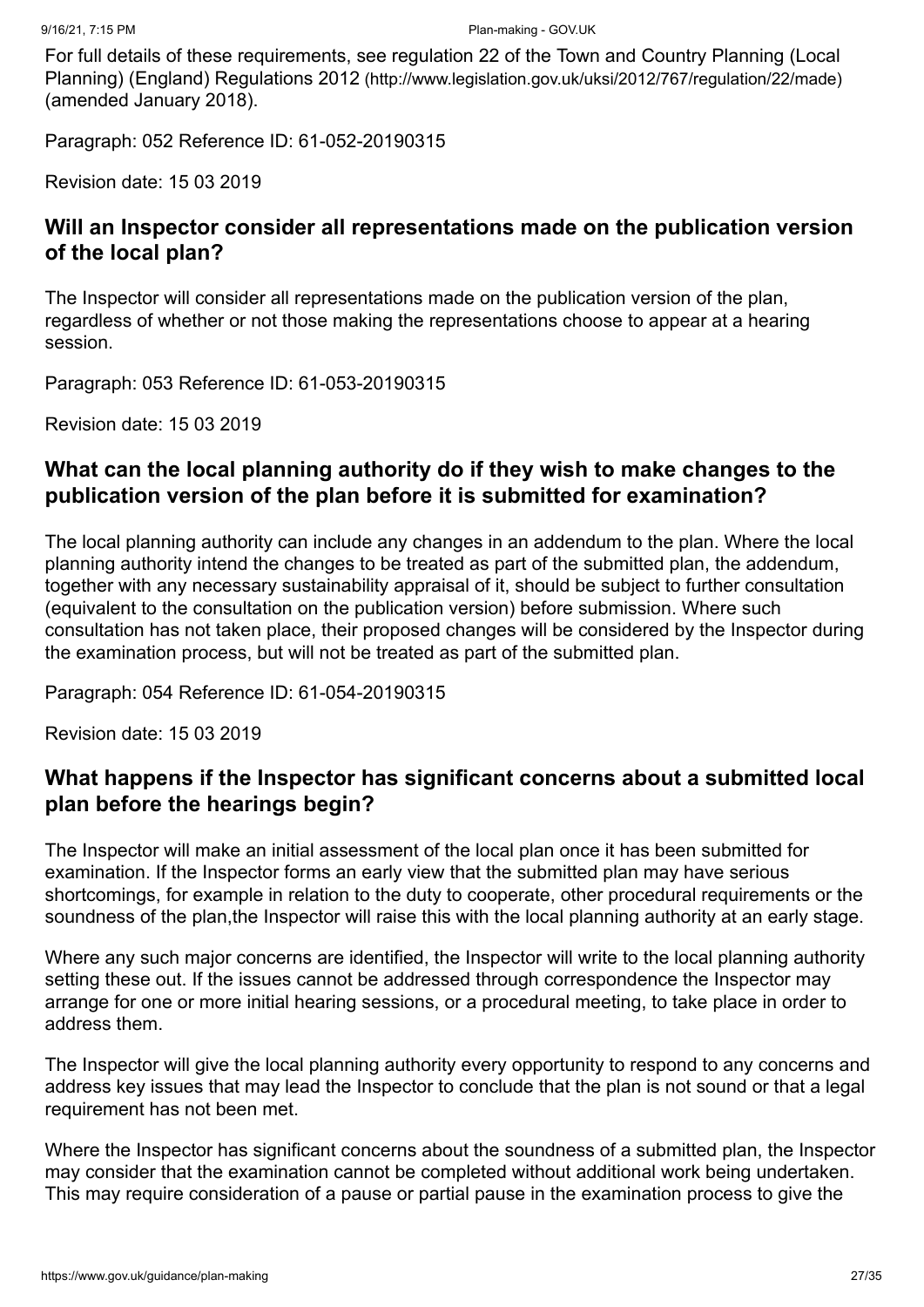For full details of these requirements, see regulation 22 of the Town and Country Planning (Local Planning) (England) Regulations 2012 (http://www.legislation.gov.uk/uksi/2012/767/regulation/22/made) (amended January 2018).

Paragraph: 052 Reference ID: 61-052-20190315

Revision date: 15 03 2019

## Will an Inspector consider all representations made on the publication version of the local plan?

The Inspector will consider all representations made on the publication version of the plan, regardless of whether or not those making the representations choose to appear at a hearing session.

Paragraph: 053 Reference ID: 61-053-20190315

Revision date: 15 03 2019

## What can the local planning authority do if they wish to make changes to the publication version of the plan before it is submitted for examination?

The local planning authority can include any changes in an addendum to the plan. Where the local planning authority intend the changes to be treated as part of the submitted plan, the addendum, together with any necessary sustainability appraisal of it, should be subject to further consultation (equivalent to the consultation on the publication version) before submission. Where such consultation has not taken place, their proposed changes will be considered by the Inspector during the examination process, but will not be treated as part of the submitted plan.

Paragraph: 054 Reference ID: 61-054-20190315

Revision date: 15 03 2019

## What happens if the Inspector has significant concerns about a submitted local plan before the hearings begin?

The Inspector will make an initial assessment of the local plan once it has been submitted for examination. If the Inspector forms an early view that the submitted plan may have serious shortcomings, for example in relation to the duty to cooperate, other procedural requirements or the soundness of the plan,the Inspector will raise this with the local planning authority at an early stage.

Where any such major concerns are identified, the Inspector will write to the local planning authority setting these out. If the issues cannot be addressed through correspondence the Inspector may arrange for one or more initial hearing sessions, or a procedural meeting, to take place in order to address them.

The Inspector will give the local planning authority every opportunity to respond to any concerns and address key issues that may lead the Inspector to conclude that the plan is not sound or that a legal requirement has not been met.

Where the Inspector has significant concerns about the soundness of a submitted plan, the Inspector may consider that the examination cannot be completed without additional work being undertaken. This may require consideration of a pause or partial pause in the examination process to give the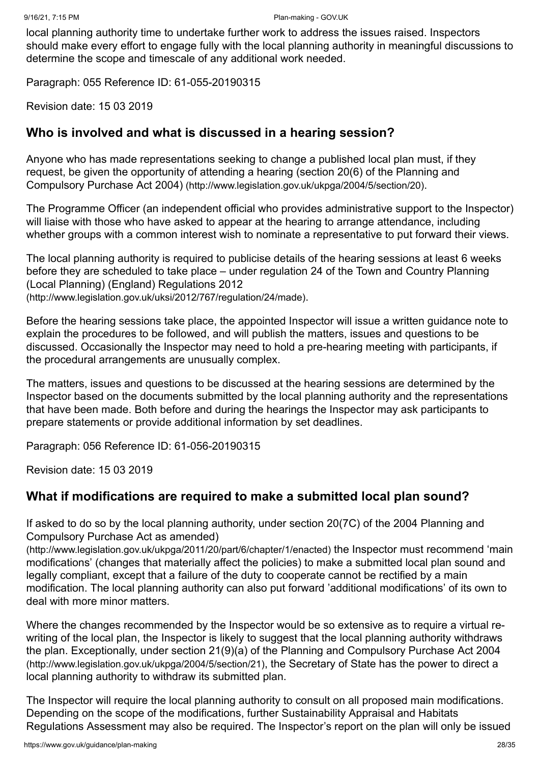local planning authority time to undertake further work to address the issues raised. Inspectors should make every effort to engage fully with the local planning authority in meaningful discussions to determine the scope and timescale of any additional work needed.

Paragraph: 055 Reference ID: 61-055-20190315

Revision date: 15 03 2019

## Who is involved and what is discussed in a hearing session?

Anyone who has made representations seeking to change a published local plan must, if they request, be given the opportunity of attending a hearing (section 20(6) of the Planning and Compulsory Purchase Act 2004) (http://www.legislation.gov.uk/ukpga/2004/5/section/20).

The Programme Officer (an independent official who provides administrative support to the Inspector) will liaise with those who have asked to appear at the hearing to arrange attendance, including whether groups with a common interest wish to nominate a representative to put forward their views.

The local planning authority is required to publicise details of the hearing sessions at least 6 weeks before they are scheduled to take place – under regulation 24 of the Town and Country Planning (Local Planning) (England) Regulations 2012 (http://www.legislation.gov.uk/uksi/2012/767/regulation/24/made).

Before the hearing sessions take place, the appointed Inspector will issue a written guidance note to explain the procedures to be followed, and will publish the matters, issues and questions to be discussed. Occasionally the Inspector may need to hold a pre-hearing meeting with participants, if the procedural arrangements are unusually complex.

The matters, issues and questions to be discussed at the hearing sessions are determined by the Inspector based on the documents submitted by the local planning authority and the representations that have been made. Both before and during the hearings the Inspector may ask participants to prepare statements or provide additional information by set deadlines.

Paragraph: 056 Reference ID: 61-056-20190315

Revision date: 15 03 2019

## What if modifications are required to make a submitted local plan sound?

If asked to do so by the local planning authority, under section 20(7C) of the 2004 Planning and Compulsory Purchase Act as amended) (http://www.legislation.gov.uk/ukpga/2011/20/part/6/chapter/1/enacted) the Inspector must recommend 'main modifications' (changes that materially affect the policies) to make a submitted local plan sound and legally compliant, except that a failure of the duty to cooperate cannot be rectified by a main modification. The local planning authority can also put forward 'additional modifications' of its own to deal with more minor matters.

Where the changes recommended by the Inspector would be so extensive as to require a virtual re-writing of the local plan, the Inspector is likely to suggest that the local planning authority withdraws the plan. Exceptionally, under section 21(9)(a) of the Planning and Compulsory Purchase Act 2004 (http://www.legislation.gov.uk/ukpga/2004/5/section/21), the Secretary of State has the power to direct a local planning authority to withdraw its submitted plan.

The Inspector will require the local planning authority to consult on all proposed main modifications. Depending on the scope of the modifications, further Sustainability Appraisal and Habitats Regulations Assessment may also be required. The Inspector's report on the plan will only be issued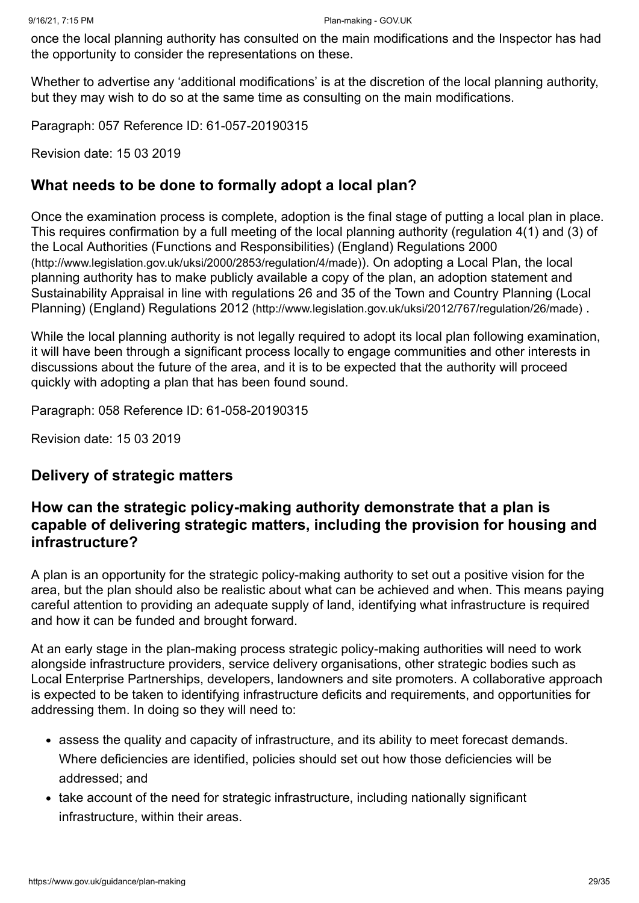once the local planning authority has consulted on the main modifications and the Inspector has had the opportunity to consider the representations on these.

Whether to advertise any 'additional modifications' is at the discretion of the local planning authority, but they may wish to do so at the same time as consulting on the main modifications.

Paragraph: 057 Reference ID: 61-057-20190315

Revision date: 15 03 2019

### What needs to be done to formally adopt a local plan?

Once the examination process is complete, adoption is the final stage of putting a local plan in place. This requires confirmation by a full meeting of the local planning authority (regulation 4(1) and (3) of the Local Authorities (Functions and Responsibilities) (England) Regulations 2000 (http://www.legislation.gov.uk/uksi/2000/2853/regulation/4/made)). On adopting a Local Plan, the local planning authority has to make publicly available a copy of the plan, an adoption statement and Sustainability Appraisal in line with regulations 26 and 35 of the Town and Country Planning (Local Planning) (England) Regulations 2012 (http://www.legislation.gov.uk/uksi/2012/767/regulation/26/made) .

While the local planning authority is not legally required to adopt its local plan following examination, it will have been through a significant process locally to engage communities and other interests in discussions about the future of the area, and it is to be expected that the authority will proceed quickly with adopting a plan that has been found sound.

Paragraph: 058 Reference ID: 61-058-20190315

Revision date: 15 03 2019

## Delivery of strategic matters

### How can the strategic policy-making authority demonstrate that a plan is capable of delivering strategic matters, including the provision for housing and infrastructure?

A plan is an opportunity for the strategic policy-making authority to set out a positive vision for the area, but the plan should also be realistic about what can be achieved and when. This means paying careful attention to providing an adequate supply of land, identifying what infrastructure is required and how it can be funded and brought forward.

At an early stage in the plan-making process strategic policy-making authorities will need to work alongside infrastructure providers, service delivery organisations, other strategic bodies such as Local Enterprise Partnerships, developers, landowners and site promoters. A collaborative approach is expected to be taken to identifying infrastructure deficits and requirements, and opportunities for addressing them. In doing so they will need to:

- assess the quality and capacity of infrastructure, and its ability to meet forecast demands. Where deficiencies are identified, policies should set out how those deficiencies will be addressed; and
- take account of the need for strategic infrastructure, including nationally significant infrastructure, within their areas.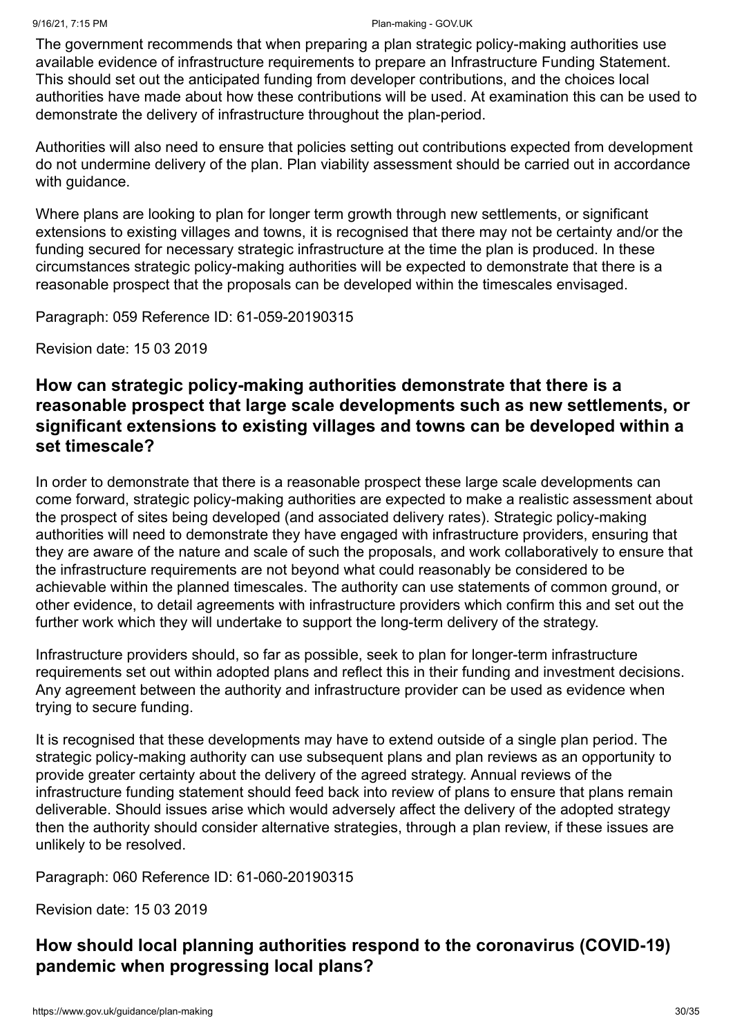The government recommends that when preparing a plan strategic policy-making authorities use available evidence of infrastructure requirements to prepare an Infrastructure Funding Statement. This should set out the anticipated funding from developer contributions, and the choices local authorities have made about how these contributions will be used. At examination this can be used to demonstrate the delivery of infrastructure throughout the plan-period.

Authorities will also need to ensure that policies setting out contributions expected from development do not undermine delivery of the plan. Plan viability assessment should be carried out in accordance with guidance.

Where plans are looking to plan for longer term growth through new settlements, or significant extensions to existing villages and towns, it is recognised that there may not be certainty and/or the funding secured for necessary strategic infrastructure at the time the plan is produced. In these circumstances strategic policy-making authorities will be expected to demonstrate that there is a reasonable prospect that the proposals can be developed within the timescales envisaged.

Paragraph: 059 Reference ID: 61-059-20190315

Revision date: 15 03 2019

## How can strategic policy-making authorities demonstrate that there is a reasonable prospect that large scale developments such as new settlements, or significant extensions to existing villages and towns can be developed within a set timescale?

In order to demonstrate that there is a reasonable prospect these large scale developments can come forward, strategic policy-making authorities are expected to make a realistic assessment about the prospect of sites being developed (and associated delivery rates). Strategic policy-making authorities will need to demonstrate they have engaged with infrastructure providers, ensuring that they are aware of the nature and scale of such the proposals, and work collaboratively to ensure that the infrastructure requirements are not beyond what could reasonably be considered to be achievable within the planned timescales. The authority can use statements of common ground, or other evidence, to detail agreements with infrastructure providers which confirm this and set out the further work which they will undertake to support the long-term delivery of the strategy.

Infrastructure providers should, so far as possible, seek to plan for longer-term infrastructure requirements set out within adopted plans and reflect this in their funding and investment decisions. Any agreement between the authority and infrastructure provider can be used as evidence when trying to secure funding.

It is recognised that these developments may have to extend outside of a single plan period. The strategic policy-making authority can use subsequent plans and plan reviews as an opportunity to provide greater certainty about the delivery of the agreed strategy. Annual reviews of the infrastructure funding statement should feed back into review of plans to ensure that plans remain deliverable. Should issues arise which would adversely affect the delivery of the adopted strategy then the authority should consider alternative strategies, through a plan review, if these issues are unlikely to be resolved.

Paragraph: 060 Reference ID: 61-060-20190315

Revision date: 15 03 2019

## How should local planning authorities respond to the coronavirus (COVID-19) pandemic when progressing local plans?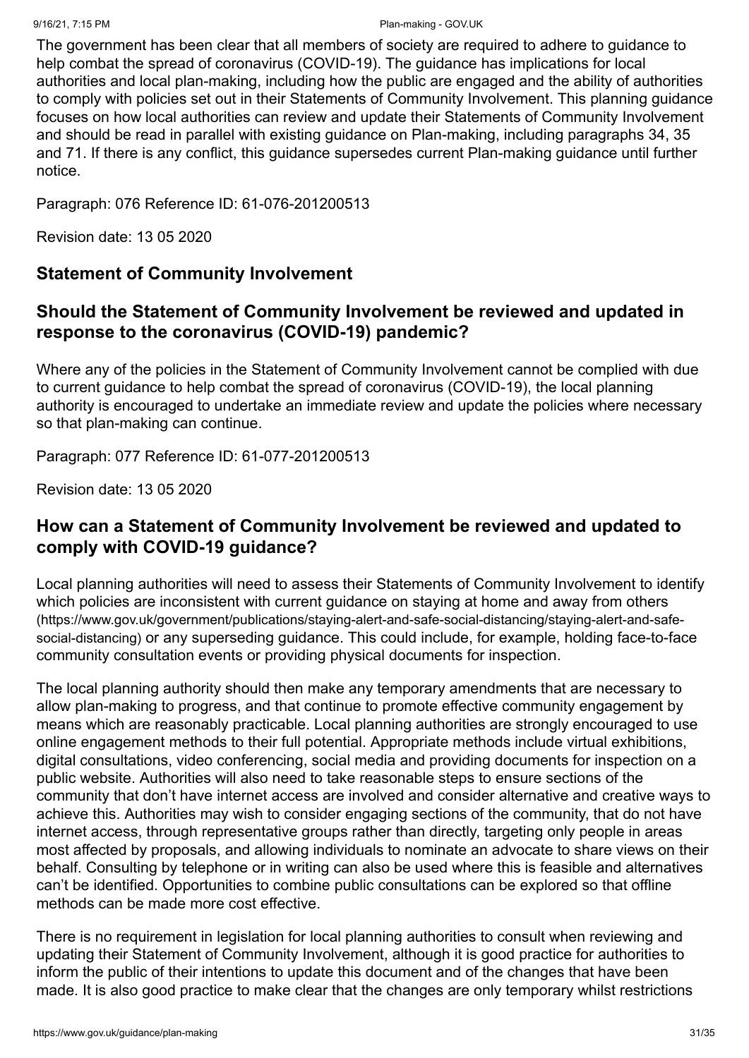The government has been clear that all members of society are required to adhere to guidance to help combat the spread of coronavirus (COVID-19). The guidance has implications for local authorities and local plan-making, including how the public are engaged and the ability of authorities to comply with policies set out in their Statements of Community Involvement. This planning guidance focuses on how local authorities can review and update their Statements of Community Involvement and should be read in parallel with existing guidance on Plan-making, including paragraphs 34, 35 and 71. If there is any conflict, this guidance supersedes current Plan-making guidance until further notice.

Paragraph: 076 Reference ID: 61-076-201200513

Revision date: 13 05 2020

## Statement of Community Involvement

### Should the Statement of Community Involvement be reviewed and updated in response to the coronavirus (COVID-19) pandemic?

Where any of the policies in the Statement of Community Involvement cannot be complied with due to current guidance to help combat the spread of coronavirus (COVID-19), the local planning authority is encouraged to undertake an immediate review and update the policies where necessary so that plan-making can continue.

Paragraph: 077 Reference ID: 61-077-201200513

Revision date: 13 05 2020

### How can a Statement of Community Involvement be reviewed and updated to comply with COVID-19 guidance?

Local planning authorities will need to assess their Statements of Community Involvement to identify which policies are inconsistent with current guidance on staying at home and away from others (https://www.gov.uk/government/publications/staying-alert-and-safe-social-distancing/staying-alert-and-safe-social-distancing) or any superseding guidance. This could include, for example, holding face-to-face community consultation events or providing physical documents for inspection.

The local planning authority should then make any temporary amendments that are necessary to allow plan-making to progress, and that continue to promote effective community engagement by means which are reasonably practicable. Local planning authorities are strongly encouraged to use online engagement methods to their full potential. Appropriate methods include virtual exhibitions, digital consultations, video conferencing, social media and providing documents for inspection on a public website. Authorities will also need to take reasonable steps to ensure sections of the community that don't have internet access are involved and consider alternative and creative ways to achieve this. Authorities may wish to consider engaging sections of the community, that do not have internet access, through representative groups rather than directly, targeting only people in areas most affected by proposals, and allowing individuals to nominate an advocate to share views on their behalf. Consulting by telephone or in writing can also be used where this is feasible and alternatives can't be identified. Opportunities to combine public consultations can be explored so that offline methods can be made more cost effective.

There is no requirement in legislation for local planning authorities to consult when reviewing and updating their Statement of Community Involvement, although it is good practice for authorities to inform the public of their intentions to update this document and of the changes that have been made. It is also good practice to make clear that the changes are only temporary whilst restrictions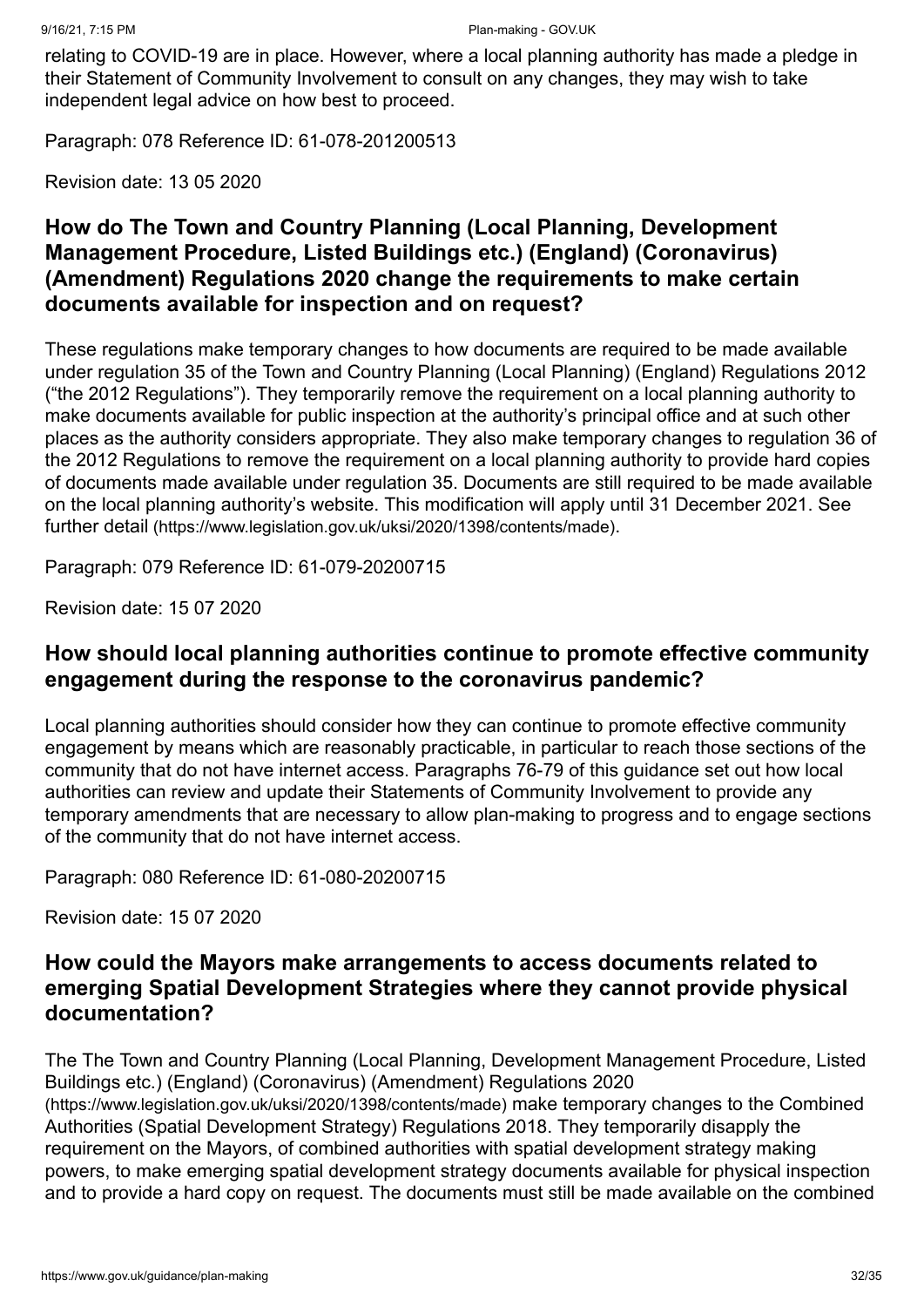relating to COVID-19 are in place. However, where a local planning authority has made a pledge in their Statement of Community Involvement to consult on any changes, they may wish to take independent legal advice on how best to proceed.

Paragraph: 078 Reference ID: 61-078-201200513

Revision date: 13 05 2020

### How do The Town and Country Planning (Local Planning, Development Management Procedure, Listed Buildings etc.) (England) (Coronavirus) (Amendment) Regulations 2020 change the requirements to make certain documents available for inspection and on request?

These regulations make temporary changes to how documents are required to be made available under regulation 35 of the Town and Country Planning (Local Planning) (England) Regulations 2012 ("the 2012 Regulations"). They temporarily remove the requirement on a local planning authority to make documents available for public inspection at the authority's principal office and at such other places as the authority considers appropriate. They also make temporary changes to regulation 36 of the 2012 Regulations to remove the requirement on a local planning authority to provide hard copies of documents made available under regulation 35. Documents are still required to be made available on the local planning authority's website. This modification will apply until 31 December 2021. See further detail (https://www.legislation.gov.uk/uksi/2020/1398/contents/made).

Paragraph: 079 Reference ID: 61-079-20200715

Revision date: 15 07 2020

### How should local planning authorities continue to promote effective community engagement during the response to the coronavirus pandemic?

Local planning authorities should consider how they can continue to promote effective community engagement by means which are reasonably practicable, in particular to reach those sections of the community that do not have internet access. Paragraphs 76-79 of this guidance set out how local authorities can review and update their Statements of Community Involvement to provide any temporary amendments that are necessary to allow plan-making to progress and to engage sections of the community that do not have internet access.

Paragraph: 080 Reference ID: 61-080-20200715

Revision date: 15 07 2020

### How could the Mayors make arrangements to access documents related to emerging Spatial Development Strategies where they cannot provide physical documentation?

The The Town and Country Planning (Local Planning, Development Management Procedure, Listed Buildings etc.) (England) (Coronavirus) (Amendment) Regulations 2020 (https://www.legislation.gov.uk/uksi/2020/1398/contents/made) make temporary changes to the Combined Authorities (Spatial Development Strategy) Regulations 2018. They temporarily disapply the requirement on the Mayors, of combined authorities with spatial development strategy making powers, to make emerging spatial development strategy documents available for physical inspection and to provide a hard copy on request. The documents must still be made available on the combined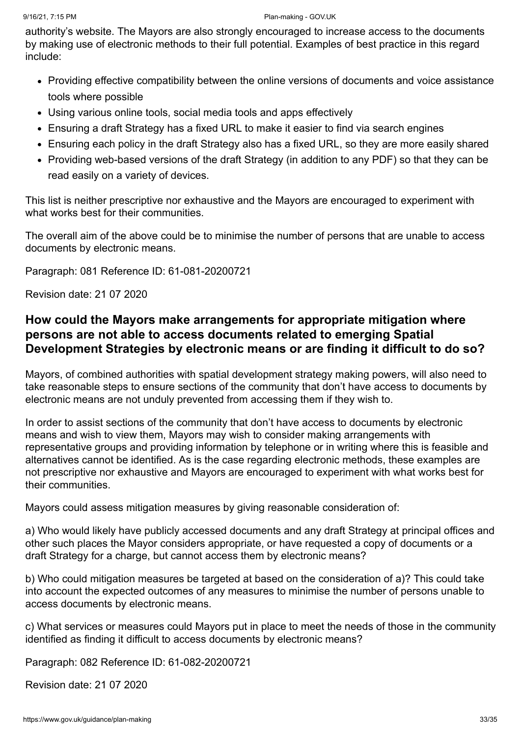authority's website. The Mayors are also strongly encouraged to increase access to the documents by making use of electronic methods to their full potential. Examples of best practice in this regard include:

- Providing effective compatibility between the online versions of documents and voice assistance tools where possible
- Using various online tools, social media tools and apps effectively
- Ensuring a draft Strategy has a fixed URL to make it easier to find via search engines
- Ensuring each policy in the draft Strategy also has a fixed URL, so they are more easily shared
- Providing web-based versions of the draft Strategy (in addition to any PDF) so that they can be read easily on a variety of devices.

This list is neither prescriptive nor exhaustive and the Mayors are encouraged to experiment with what works best for their communities.

The overall aim of the above could be to minimise the number of persons that are unable to access documents by electronic means.

Paragraph: 081 Reference ID: 61-081-20200721

Revision date: 21 07 2020

## How could the Mayors make arrangements for appropriate mitigation where persons are not able to access documents related to emerging Spatial Development Strategies by electronic means or are finding it difficult to do so?

Mayors, of combined authorities with spatial development strategy making powers, will also need to take reasonable steps to ensure sections of the community that don't have access to documents by electronic means are not unduly prevented from accessing them if they wish to.

In order to assist sections of the community that don't have access to documents by electronic means and wish to view them, Mayors may wish to consider making arrangements with representative groups and providing information by telephone or in writing where this is feasible and alternatives cannot be identified. As is the case regarding electronic methods, these examples are not prescriptive nor exhaustive and Mayors are encouraged to experiment with what works best for their communities.

Mayors could assess mitigation measures by giving reasonable consideration of:

a) Who would likely have publicly accessed documents and any draft Strategy at principal offices and other such places the Mayor considers appropriate, or have requested a copy of documents or a draft Strategy for a charge, but cannot access them by electronic means?

b) Who could mitigation measures be targeted at based on the consideration of a)? This could take into account the expected outcomes of any measures to minimise the number of persons unable to access documents by electronic means.

c) What services or measures could Mayors put in place to meet the needs of those in the community identified as finding it difficult to access documents by electronic means?

Paragraph: 082 Reference ID: 61-082-20200721

Revision date: 21 07 2020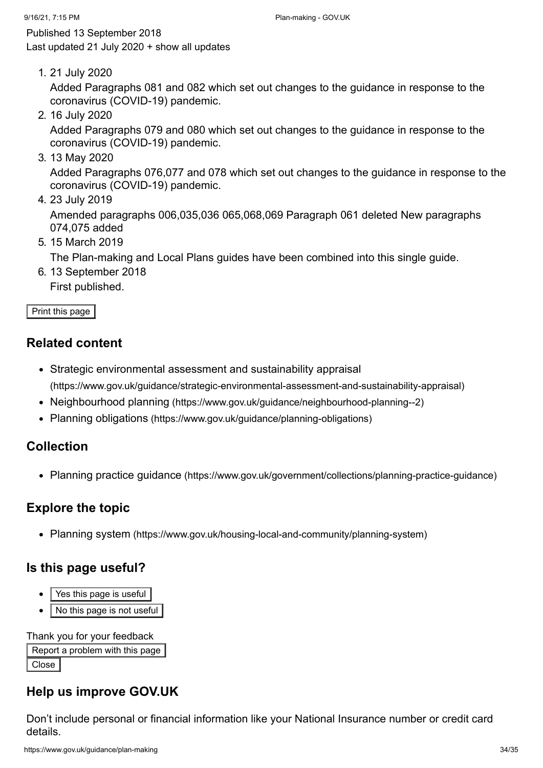Published 13 September 2018
Last updated 21 July 2020 + show all updates

1. 21 July 2020
   Added Paragraphs 081 and 082 which set out changes to the guidance in response to the coronavirus (COVID-19) pandemic.
2. 16 July 2020
   Added Paragraphs 079 and 080 which set out changes to the guidance in response to the coronavirus (COVID-19) pandemic.
3. 13 May 2020
   Added Paragraphs 076,077 and 078 which set out changes to the guidance in response to the coronavirus (COVID-19) pandemic.
4. 23 July 2019
   Amended paragraphs 006,035,036 065,068,069 Paragraph 061 deleted New paragraphs 074,075 added
5. 15 March 2019
   The Plan-making and Local Plans guides have been combined into this single guide.
6. 13 September 2018
   First published.

Print this page

## Related content

- Strategic environmental assessment and sustainability appraisal (https://www.gov.uk/guidance/strategic-environmental-assessment-and-sustainability-appraisal)
- Neighbourhood planning (https://www.gov.uk/guidance/neighbourhood-planning--2)
- Planning obligations (https://www.gov.uk/guidance/planning-obligations)

## Collection

- Planning practice guidance (https://www.gov.uk/government/collections/planning-practice-guidance)

## Explore the topic

- Planning system (https://www.gov.uk/housing-local-and-community/planning-system)

## Is this page useful?

- Yes this page is useful
- No this page is not useful

Thank you for your feedback

Report a problem with this page

Close

## Help us improve GOV.UK

Don't include personal or financial information like your National Insurance number or credit card details.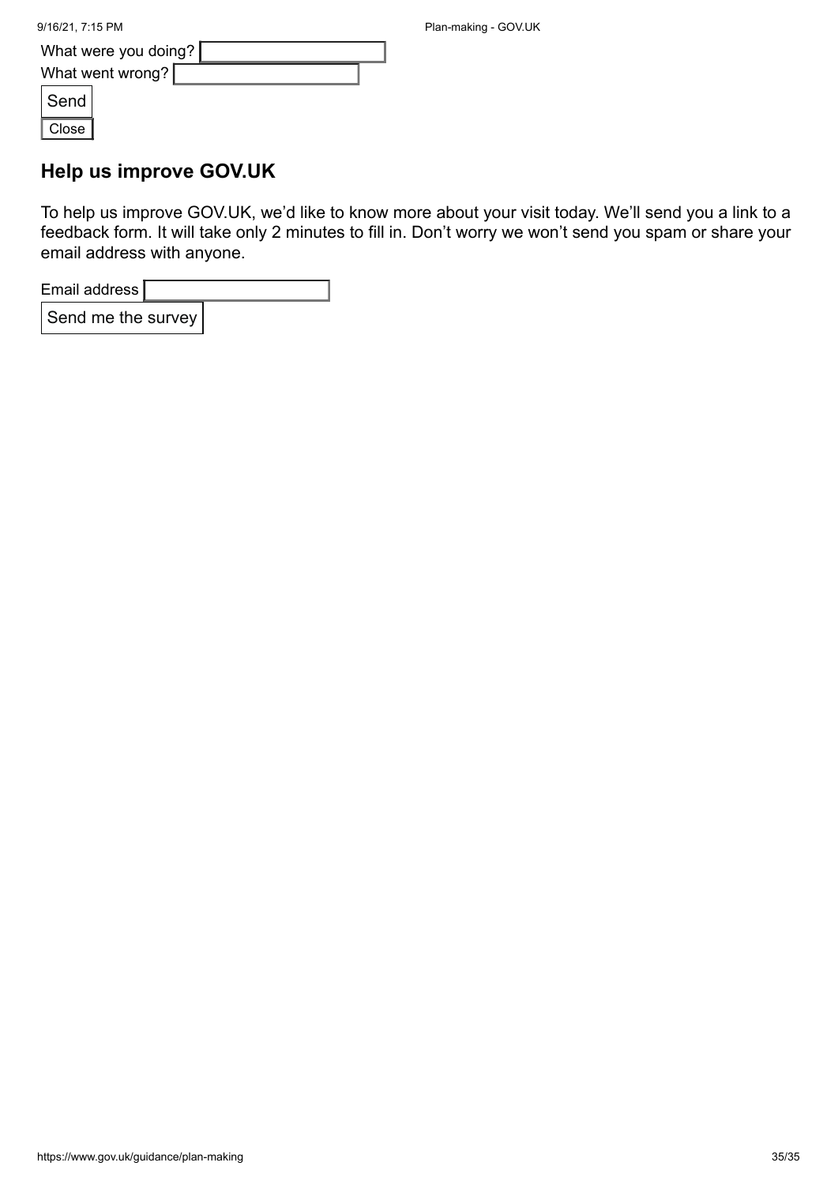What were you doing?

What went wrong?

Send

Close

## Help us improve GOV.UK

To help us improve GOV.UK, we'd like to know more about your visit today. We'll send you a link to a feedback form. It will take only 2 minutes to fill in. Don't worry we won't send you spam or share your email address with anyone.

Email address

Send me the survey